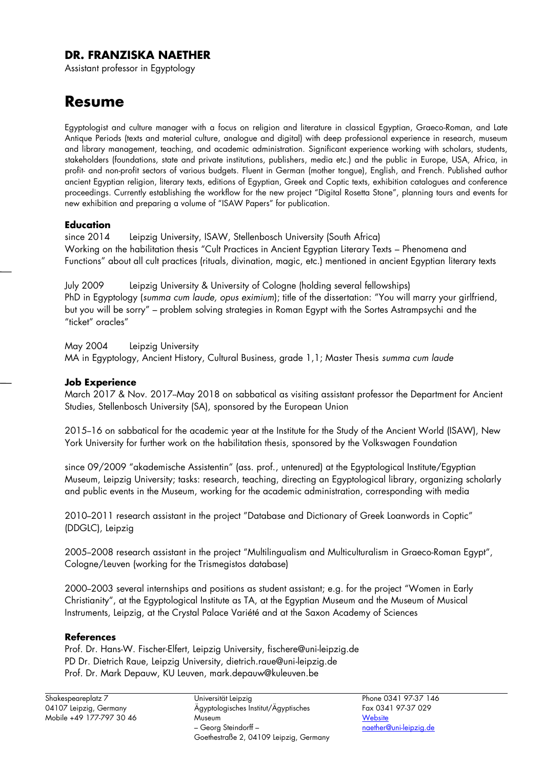## DR. FRANZISKA NAETHER

Assistant professor in Egyptology

# Resume

Egyptologist and culture manager with a focus on religion and literature in classical Egyptian, Graeco-Roman, and Late Antique Periods (texts and material culture, analogue and digital) with deep professional experience in research, museum and library management, teaching, and academic administration. Significant experience working with scholars, students, stakeholders (foundations, state and private institutions, publishers, media etc.) and the public in Europe, USA, Africa, in profit- and non-profit sectors of various budgets. Fluent in German (mother tongue), English, and French. Published author ancient Egyptian religion, literary texts, editions of Egyptian, Greek and Coptic texts, exhibition catalogues and conference proceedings. Currently establishing the workflow for the new project "Digital Rosetta Stone", planning tours and events for new exhibition and preparing a volume of "ISAW Papers" for publication.

### Education

since 2014 Leipzig University, ISAW, Stellenbosch University (South Africa)
Working on the habilitation thesis "Cult Practices in Ancient Egyptian Literary Texts – Phenomena and Functions" about all cult practices (rituals, divination, magic, etc.) mentioned in ancient Egyptian literary texts

July 2009 Leipzig University & University of Cologne (holding several fellowships)
PhD in Egyptology (*summa cum laude, opus eximium*); title of the dissertation: "You will marry your girlfriend, but you will be sorry" – problem solving strategies in Roman Egypt with the Sortes Astrampsychi and the "ticket" oracles"

May 2004 Leipzig University
MA in Egyptology, Ancient History, Cultural Business, grade 1,1; Master Thesis *summa cum laude*

### Job Experience

March 2017 & Nov. 2017–May 2018 on sabbatical as visiting assistant professor the Department for Ancient Studies, Stellenbosch University (SA), sponsored by the European Union

2015–16 on sabbatical for the academic year at the Institute for the Study of the Ancient World (ISAW), New York University for further work on the habilitation thesis, sponsored by the Volkswagen Foundation

since 09/2009 "akademische Assistentin" (ass. prof., untenured) at the Egyptological Institute/Egyptian Museum, Leipzig University; tasks: research, teaching, directing an Egyptological library, organizing scholarly and public events in the Museum, working for the academic administration, corresponding with media

2010–2011 research assistant in the project "Database and Dictionary of Greek Loanwords in Coptic" (DDGLC), Leipzig

2005–2008 research assistant in the project "Multilingualism and Multiculturalism in Graeco-Roman Egypt", Cologne/Leuven (working for the Trismegistos database)

2000–2003 several internships and positions as student assistant; e.g. for the project "Women in Early Christianity", at the Egyptological Institute as TA, at the Egyptian Museum and the Museum of Musical Instruments, Leipzig, at the Crystal Palace Variété and at the Saxon Academy of Sciences

### References

Prof. Dr. Hans-W. Fischer-Elfert, Leipzig University, fischere@uni-leipzig.de
PD Dr. Dietrich Raue, Leipzig University, dietrich.raue@uni-leipzig.de
Prof. Dr. Mark Depauw, KU Leuven, mark.depauw@kuleuven.be

---

Shakespeareplatz 7
04107 Leipzig, Germany
Mobile +49 177-797 30 46

Universität Leipzig
Ägyptologisches Institut/Ägyptisches Museum
– Georg Steindorff –
Goethestraße 2, 04109 Leipzig, Germany

Phone 0341 97-37 146
Fax 0341 97-37 029
Website
naether@uni-leipzig.de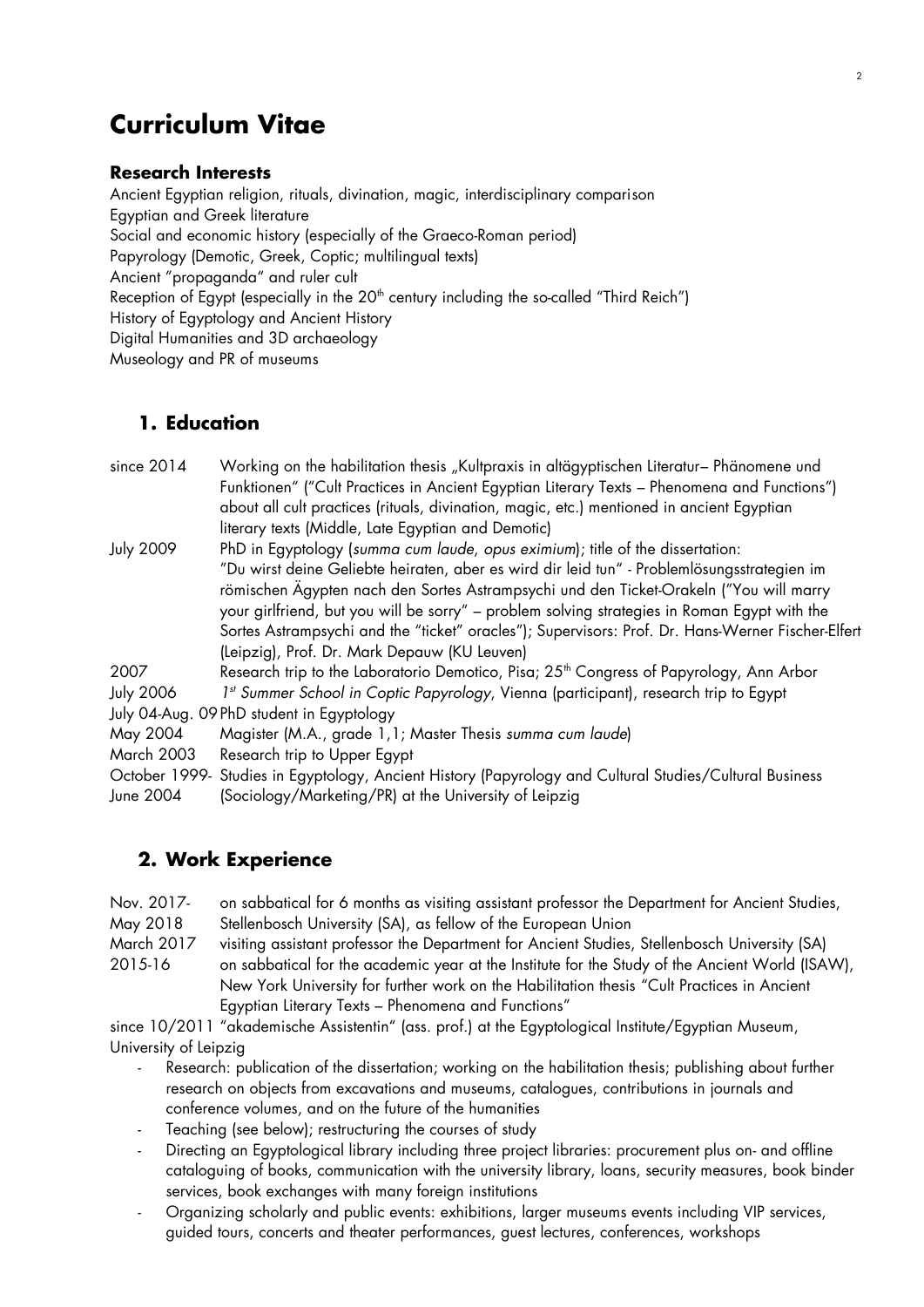# Curriculum Vitae

### Research Interests

Ancient Egyptian religion, rituals, divination, magic, interdisciplinary comparison
Egyptian and Greek literature
Social and economic history (especially of the Graeco-Roman period)
Papyrology (Demotic, Greek, Coptic; multilingual texts)
Ancient "propaganda" and ruler cult
Reception of Egypt (especially in the 20th century including the so-called "Third Reich")
History of Egyptology and Ancient History
Digital Humanities and 3D archaeology
Museology and PR of museums

## 1. Education

since 2014 — Working on the habilitation thesis „Kultpraxis in altägyptischen Literatur– Phänomene und Funktionen" ("Cult Practices in Ancient Egyptian Literary Texts – Phenomena and Functions") about all cult practices (rituals, divination, magic, etc.) mentioned in ancient Egyptian literary texts (Middle, Late Egyptian and Demotic)

July 2009 — PhD in Egyptology (*summa cum laude*, *opus eximium*); title of the dissertation: "Du wirst deine Geliebte heiraten, aber es wird dir leid tun" - Problemlösungsstrategien im römischen Ägypten nach den Sortes Astrampsychi und den Ticket-Orakeln ("You will marry your girlfriend, but you will be sorry" – problem solving strategies in Roman Egypt with the Sortes Astrampsychi and the "ticket" oracles"); Supervisors: Prof. Dr. Hans-Werner Fischer-Elfert (Leipzig), Prof. Dr. Mark Depauw (KU Leuven)

2007 — Research trip to the Laboratorio Demotico, Pisa; 25th Congress of Papyrology, Ann Arbor

July 2006 — *1st Summer School in Coptic Papyrology*, Vienna (participant), research trip to Egypt

July 04-Aug. 09 — PhD student in Egyptology

May 2004 — Magister (M.A., grade 1,1; Master Thesis *summa cum laude*)

March 2003 — Research trip to Upper Egypt

October 1999- June 2004 — Studies in Egyptology, Ancient History (Papyrology and Cultural Studies/Cultural Business (Sociology/Marketing/PR) at the University of Leipzig

## 2. Work Experience

Nov. 2017- May 2018 — on sabbatical for 6 months as visiting assistant professor the Department for Ancient Studies, Stellenbosch University (SA), as fellow of the European Union

March 2017 — visiting assistant professor the Department for Ancient Studies, Stellenbosch University (SA)

2015-16 — on sabbatical for the academic year at the Institute for the Study of the Ancient World (ISAW), New York University for further work on the Habilitation thesis "Cult Practices in Ancient Egyptian Literary Texts – Phenomena and Functions"

since 10/2011 "akademische Assistentin" (ass. prof.) at the Egyptological Institute/Egyptian Museum, University of Leipzig

- Research: publication of the dissertation; working on the habilitation thesis; publishing about further research on objects from excavations and museums, catalogues, contributions in journals and conference volumes, and on the future of the humanities
- Teaching (see below); restructuring the courses of study
- Directing an Egyptological library including three project libraries: procurement plus on- and offline cataloguing of books, communication with the university library, loans, security measures, book binder services, book exchanges with many foreign institutions
- Organizing scholarly and public events: exhibitions, larger museums events including VIP services, guided tours, concerts and theater performances, guest lectures, conferences, workshops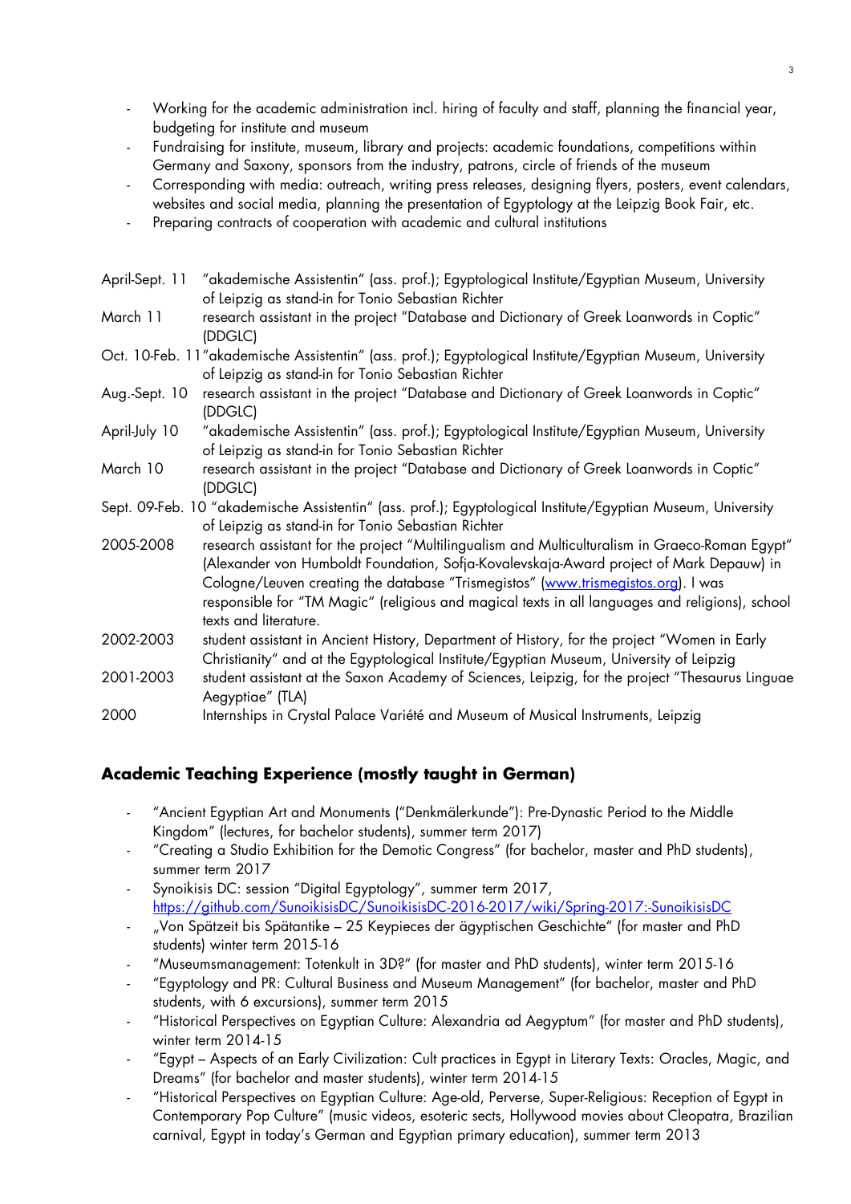- Working for the academic administration incl. hiring of faculty and staff, planning the financial year, budgeting for institute and museum
- Fundraising for institute, museum, library and projects: academic foundations, competitions within Germany and Saxony, sponsors from the industry, patrons, circle of friends of the museum
- Corresponding with media: outreach, writing press releases, designing flyers, posters, event calendars, websites and social media, planning the presentation of Egyptology at the Leipzig Book Fair, etc.
- Preparing contracts of cooperation with academic and cultural institutions

| | |
|---|---|
| April-Sept. 11 | "akademische Assistentin" (ass. prof.); Egyptological Institute/Egyptian Museum, University of Leipzig as stand-in for Tonio Sebastian Richter |
| March 11 | research assistant in the project "Database and Dictionary of Greek Loanwords in Coptic" (DDGLC) |
| Oct. 10-Feb. 11 | "akademische Assistentin" (ass. prof.); Egyptological Institute/Egyptian Museum, University of Leipzig as stand-in for Tonio Sebastian Richter |
| Aug.-Sept. 10 | research assistant in the project "Database and Dictionary of Greek Loanwords in Coptic" (DDGLC) |
| April-July 10 | "akademische Assistentin" (ass. prof.); Egyptological Institute/Egyptian Museum, University of Leipzig as stand-in for Tonio Sebastian Richter |
| March 10 | research assistant in the project "Database and Dictionary of Greek Loanwords in Coptic" (DDGLC) |
| Sept. 09-Feb. 10 | "akademische Assistentin" (ass. prof.); Egyptological Institute/Egyptian Museum, University of Leipzig as stand-in for Tonio Sebastian Richter |
| 2005-2008 | research assistant for the project "Multilingualism and Multiculturalism in Graeco-Roman Egypt" (Alexander von Humboldt Foundation, Sofja-Kovalevskaja-Award project of Mark Depauw) in Cologne/Leuven creating the database "Trismegistos" (www.trismegistos.org). I was responsible for "TM Magic" (religious and magical texts in all languages and religions), school texts and literature. |
| 2002-2003 | student assistant in Ancient History, Department of History, for the project "Women in Early Christianity" and at the Egyptological Institute/Egyptian Museum, University of Leipzig |
| 2001-2003 | student assistant at the Saxon Academy of Sciences, Leipzig, for the project "Thesaurus Linguae Aegyptiae" (TLA) |
| 2000 | Internships in Crystal Palace Variété and Museum of Musical Instruments, Leipzig |

## Academic Teaching Experience (mostly taught in German)

- "Ancient Egyptian Art and Monuments ("Denkmälerkunde"): Pre-Dynastic Period to the Middle Kingdom" (lectures, for bachelor students), summer term 2017)
- "Creating a Studio Exhibition for the Demotic Congress" (for bachelor, master and PhD students), summer term 2017
- Synoikisis DC: session "Digital Egyptology", summer term 2017, https://github.com/SunoikisisDC/SunoikisisDC-2016-2017/wiki/Spring-2017:-SunoikisisDC
- „Von Spätzeit bis Spätantike – 25 Keypieces der ägyptischen Geschichte" (for master and PhD students) winter term 2015-16
- "Museumsmanagement: Totenkult in 3D?" (for master and PhD students), winter term 2015-16
- "Egyptology and PR: Cultural Business and Museum Management" (for bachelor, master and PhD students, with 6 excursions), summer term 2015
- "Historical Perspectives on Egyptian Culture: Alexandria ad Aegyptum" (for master and PhD students), winter term 2014-15
- "Egypt – Aspects of an Early Civilization: Cult practices in Egypt in Literary Texts: Oracles, Magic, and Dreams" (for bachelor and master students), winter term 2014-15
- "Historical Perspectives on Egyptian Culture: Age-old, Perverse, Super-Religious: Reception of Egypt in Contemporary Pop Culture" (music videos, esoteric sects, Hollywood movies about Cleopatra, Brazilian carnival, Egypt in today's German and Egyptian primary education), summer term 2013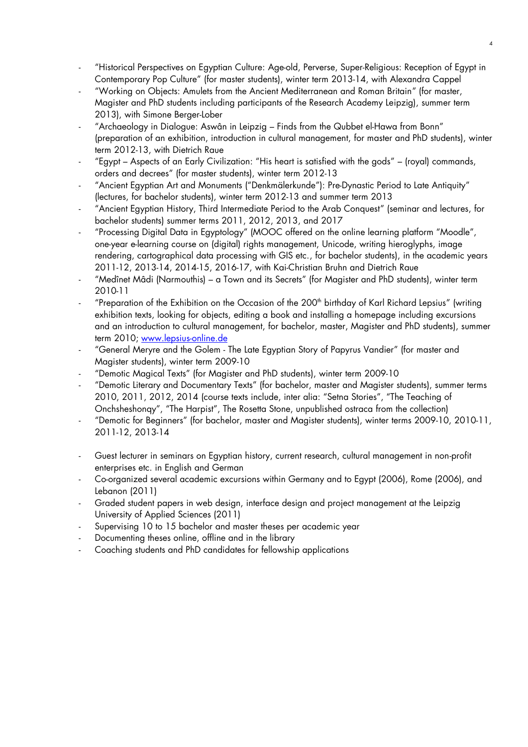- "Historical Perspectives on Egyptian Culture: Age-old, Perverse, Super-Religious: Reception of Egypt in Contemporary Pop Culture" (for master students), winter term 2013-14, with Alexandra Cappel
- "Working on Objects: Amulets from the Ancient Mediterranean and Roman Britain" (for master, Magister and PhD students including participants of the Research Academy Leipzig), summer term 2013), with Simone Berger-Lober
- "Archaeology in Dialogue: Aswân in Leipzig – Finds from the Qubbet el-Hawa from Bonn" (preparation of an exhibition, introduction in cultural management, for master and PhD students), winter term 2012-13, with Dietrich Raue
- "Egypt – Aspects of an Early Civilization: "His heart is satisfied with the gods" – (royal) commands, orders and decrees" (for master students), winter term 2012-13
- "Ancient Egyptian Art and Monuments ("Denkmälerkunde"): Pre-Dynastic Period to Late Antiquity" (lectures, for bachelor students), winter term 2012-13 and summer term 2013
- "Ancient Egyptian History, Third Intermediate Period to the Arab Conquest" (seminar and lectures, for bachelor students) summer terms 2011, 2012, 2013, and 2017
- "Processing Digital Data in Egyptology" (MOOC offered on the online learning platform "Moodle", one-year e-learning course on (digital) rights management, Unicode, writing hieroglyphs, image rendering, cartographical data processing with GIS etc., for bachelor students), in the academic years 2011-12, 2013-14, 2014-15, 2016-17, with Kai-Christian Bruhn and Dietrich Raue
- "Medînet Mâdi (Narmouthis) – a Town and its Secrets" (for Magister and PhD students), winter term 2010-11
- "Preparation of the Exhibition on the Occasion of the 200th birthday of Karl Richard Lepsius" (writing exhibition texts, looking for objects, editing a book and installing a homepage including excursions and an introduction to cultural management, for bachelor, master, Magister and PhD students), summer term 2010; www.lepsius-online.de
- "General Meryre and the Golem - The Late Egyptian Story of Papyrus Vandier" (for master and Magister students), winter term 2009-10
- "Demotic Magical Texts" (for Magister and PhD students), winter term 2009-10
- "Demotic Literary and Documentary Texts" (for bachelor, master and Magister students), summer terms 2010, 2011, 2012, 2014 (course texts include, inter alia: "Setna Stories", "The Teaching of Onchsheshonqy", "The Harpist", The Rosetta Stone, unpublished ostraca from the collection)
- "Demotic for Beginners" (for bachelor, master and Magister students), winter terms 2009-10, 2010-11, 2011-12, 2013-14

- Guest lecturer in seminars on Egyptian history, current research, cultural management in non-profit enterprises etc. in English and German
- Co-organized several academic excursions within Germany and to Egypt (2006), Rome (2006), and Lebanon (2011)
- Graded student papers in web design, interface design and project management at the Leipzig University of Applied Sciences (2011)
- Supervising 10 to 15 bachelor and master theses per academic year
- Documenting theses online, offline and in the library
- Coaching students and PhD candidates for fellowship applications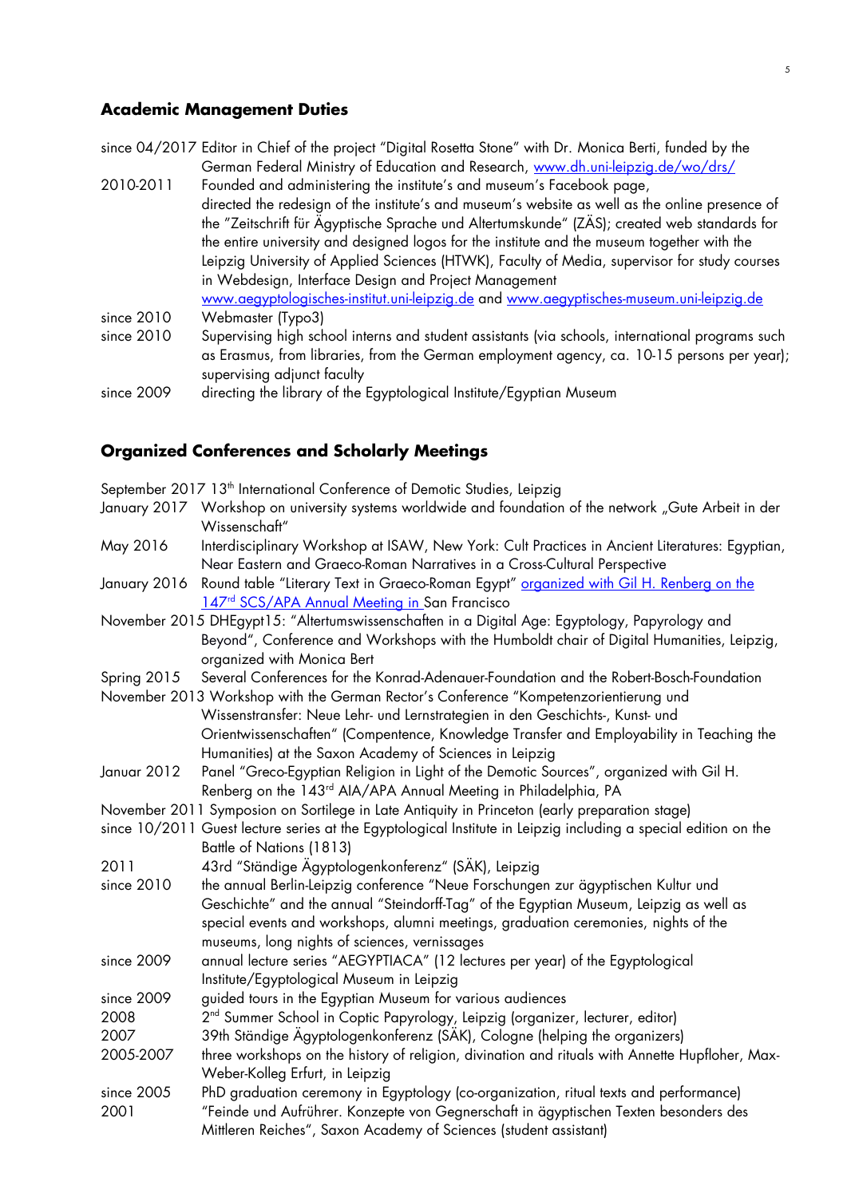## Academic Management Duties

since 04/2017 Editor in Chief of the project "Digital Rosetta Stone" with Dr. Monica Berti, funded by the German Federal Ministry of Education and Research, www.dh.uni-leipzig.de/wo/drs/

2010-2011 Founded and administering the institute's and museum's Facebook page, directed the redesign of the institute's and museum's website as well as the online presence of the "Zeitschrift für Ägyptische Sprache und Altertumskunde" (ZÄS); created web standards for the entire university and designed logos for the institute and the museum together with the Leipzig University of Applied Sciences (HTWK), Faculty of Media, supervisor for study courses in Webdesign, Interface Design and Project Management www.aegyptologisches-institut.uni-leipzig.de and www.aegyptisches-museum.uni-leipzig.de

since 2010 Webmaster (Typo3)

since 2010 Supervising high school interns and student assistants (via schools, international programs such as Erasmus, from libraries, from the German employment agency, ca. 10-15 persons per year); supervising adjunct faculty

since 2009 directing the library of the Egyptological Institute/Egyptian Museum

## Organized Conferences and Scholarly Meetings

September 2017 13th International Conference of Demotic Studies, Leipzig

January 2017 Workshop on university systems worldwide and foundation of the network „Gute Arbeit in der Wissenschaft"

May 2016 Interdisciplinary Workshop at ISAW, New York: Cult Practices in Ancient Literatures: Egyptian, Near Eastern and Graeco-Roman Narratives in a Cross-Cultural Perspective

January 2016 Round table "Literary Text in Graeco-Roman Egypt" organized with Gil H. Renberg on the 147rd SCS/APA Annual Meeting in San Francisco

November 2015 DHEgypt15: "Altertumswissenschaften in a Digital Age: Egyptology, Papyrology and Beyond", Conference and Workshops with the Humboldt chair of Digital Humanities, Leipzig, organized with Monica Bert

Spring 2015 Several Conferences for the Konrad-Adenauer-Foundation and the Robert-Bosch-Foundation

November 2013 Workshop with the German Rector's Conference "Kompetenzorientierung und Wissenstransfer: Neue Lehr- und Lernstrategien in den Geschichts-, Kunst- und Orientwissenschaften" (Compentence, Knowledge Transfer and Employability in Teaching the Humanities) at the Saxon Academy of Sciences in Leipzig

Januar 2012 Panel "Greco-Egyptian Religion in Light of the Demotic Sources", organized with Gil H. Renberg on the 143rd AIA/APA Annual Meeting in Philadelphia, PA

November 2011 Symposion on Sortilege in Late Antiquity in Princeton (early preparation stage)

since 10/2011 Guest lecture series at the Egyptological Institute in Leipzig including a special edition on the Battle of Nations (1813)

2011 43rd "Ständige Ägyptologenkonferenz" (SÄK), Leipzig

since 2010 the annual Berlin-Leipzig conference "Neue Forschungen zur ägyptischen Kultur und Geschichte" and the annual "Steindorff-Tag" of the Egyptian Museum, Leipzig as well as special events and workshops, alumni meetings, graduation ceremonies, nights of the museums, long nights of sciences, vernissages

since 2009 annual lecture series "AEGYPTIACA" (12 lectures per year) of the Egyptological Institute/Egyptological Museum in Leipzig

since 2009 guided tours in the Egyptian Museum for various audiences

2008 2nd Summer School in Coptic Papyrology, Leipzig (organizer, lecturer, editor)

2007 39th Ständige Ägyptologenkonferenz (SÄK), Cologne (helping the organizers)

2005-2007 three workshops on the history of religion, divination and rituals with Annette Hupfloher, Max-Weber-Kolleg Erfurt, in Leipzig

since 2005 PhD graduation ceremony in Egyptology (co-organization, ritual texts and performance)

2001 "Feinde und Aufrührer. Konzepte von Gegnerschaft in ägyptischen Texten besonders des Mittleren Reiches", Saxon Academy of Sciences (student assistant)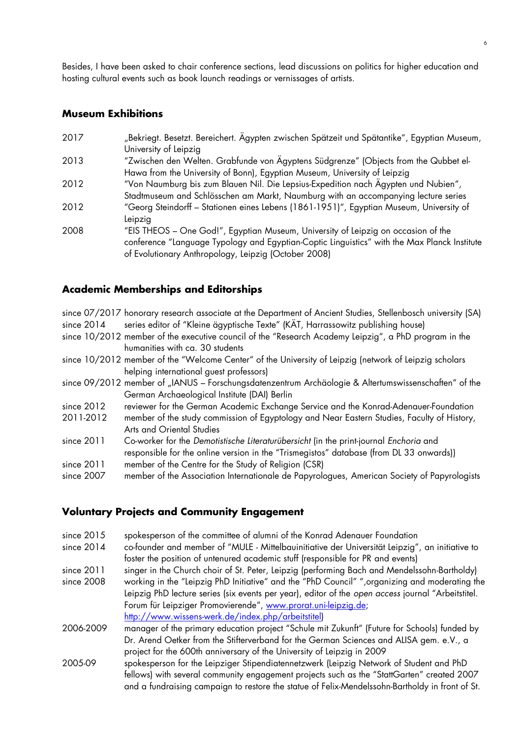Besides, I have been asked to chair conference sections, lead discussions on politics for higher education and hosting cultural events such as book launch readings or vernissages of artists.

## Museum Exhibitions

| | |
|---|---|
| 2017 | „Bekriegt. Besetzt. Bereichert. Ägypten zwischen Spätzeit und Spätantike", Egyptian Museum, University of Leipzig |
| 2013 | "Zwischen den Welten. Grabfunde von Ägyptens Südgrenze" (Objects from the Qubbet el-Hawa from the University of Bonn), Egyptian Museum, University of Leipzig |
| 2012 | "Von Naumburg bis zum Blauen Nil. Die Lepsius-Expedition nach Ägypten und Nubien", Stadtmuseum and Schlösschen am Markt, Naumburg with an accompanying lecture series |
| 2012 | "Georg Steindorff – Stationen eines Lebens (1861-1951)", Egyptian Museum, University of Leipzig |
| 2008 | "EIS THEOS – One God!", Egyptian Museum, University of Leipzig on occasion of the conference "Language Typology and Egyptian-Coptic Linguistics" with the Max Planck Institute of Evolutionary Anthropology, Leipzig (October 2008) |

## Academic Memberships and Editorships

| | |
|---|---|
| since 07/2017 | honorary research associate at the Department of Ancient Studies, Stellenbosch university (SA) |
| since 2014 | series editor of "Kleine ägyptische Texte" (KÄT, Harrassowitz publishing house) |
| since 10/2012 | member of the executive council of the "Research Academy Leipzig", a PhD program in the humanities with ca. 30 students |
| since 10/2012 | member of the "Welcome Center" of the University of Leipzig (network of Leipzig scholars helping international guest professors) |
| since 09/2012 | member of „IANUS – Forschungsdatenzentrum Archäologie & Altertumswissenschaften" of the German Archaeological Institute (DAI) Berlin |
| since 2012 | reviewer for the German Academic Exchange Service and the Konrad-Adenauer-Foundation |
| 2011-2012 | member of the study commission of Egyptology and Near Eastern Studies, Faculty of History, Arts and Oriental Studies |
| since 2011 | Co-worker for the *Demotistische Literaturübersicht* (in the print-journal *Enchoria* and responsible for the online version in the "Trismegistos" database (from DL 33 onwards)) |
| since 2011 | member of the Centre for the Study of Religion (CSR) |
| since 2007 | member of the Association Internationale de Papyrologues, American Society of Papyrologists |

## Voluntary Projects and Community Engagement

| | |
|---|---|
| since 2015 | spokesperson of the committee of alumni of the Konrad Adenauer Foundation |
| since 2014 | co-founder and member of "MULE - Mittelbauinitiative der Universität Leipzig", an initiative to foster the position of untenured academic stuff (responsible for PR and events) |
| since 2011 | singer in the Church choir of St. Peter, Leipzig (performing Bach and Mendelssohn-Bartholdy) |
| since 2008 | working in the "Leipzig PhD Initiative" and the "PhD Council" ",organizing and moderating the Leipzig PhD lecture series (six events per year), editor of the *open access* journal "Arbeitstitel. Forum für Leipziger Promovierende", www.prorat.uni-leipzig.de; http://www.wissens-werk.de/index.php/arbeitstitel) |
| 2006-2009 | manager of the primary education project "Schule mit Zukunft" (Future for Schools) funded by Dr. Arend Oetker from the Stifterverband for the German Sciences and ALISA gem. e.V., a project for the 600th anniversary of the University of Leipzig in 2009 |
| 2005-09 | spokesperson for the Leipziger Stipendiatennetzwerk (Leipzig Network of Student and PhD fellows) with several community engagement projects such as the "StattGarten" created 2007 and a fundraising campaign to restore the statue of Felix-Mendelssohn-Bartholdy in front of St. |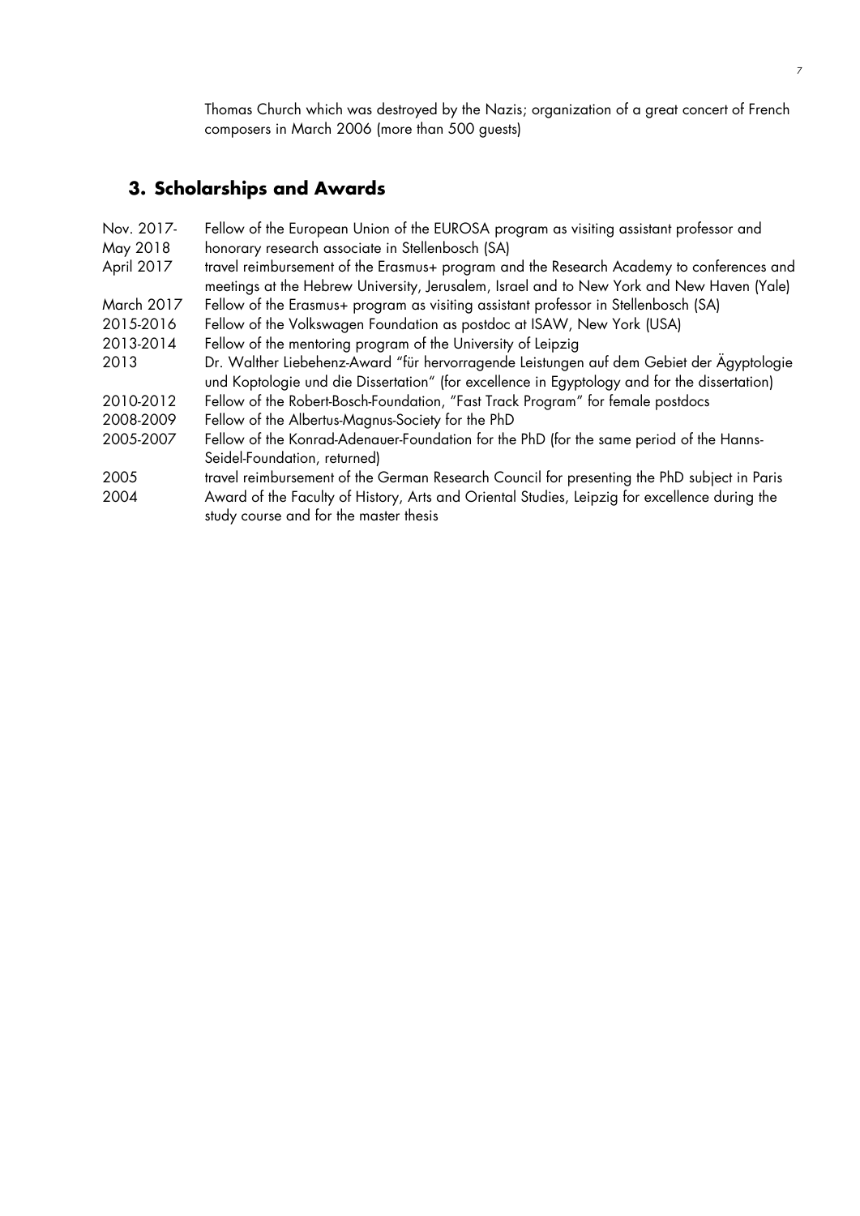Thomas Church which was destroyed by the Nazis; organization of a great concert of French composers in March 2006 (more than 500 guests)

## 3. Scholarships and Awards

| | |
|---|---|
| Nov. 2017-May 2018 | Fellow of the European Union of the EUROSA program as visiting assistant professor and honorary research associate in Stellenbosch (SA) |
| April 2017 | travel reimbursement of the Erasmus+ program and the Research Academy to conferences and meetings at the Hebrew University, Jerusalem, Israel and to New York and New Haven (Yale) |
| March 2017 | Fellow of the Erasmus+ program as visiting assistant professor in Stellenbosch (SA) |
| 2015-2016 | Fellow of the Volkswagen Foundation as postdoc at ISAW, New York (USA) |
| 2013-2014 | Fellow of the mentoring program of the University of Leipzig |
| 2013 | Dr. Walther Liebehenz-Award "für hervorragende Leistungen auf dem Gebiet der Ägyptologie und Koptologie und die Dissertation" (for excellence in Egyptology and for the dissertation) |
| 2010-2012 | Fellow of the Robert-Bosch-Foundation, "Fast Track Program" for female postdocs |
| 2008-2009 | Fellow of the Albertus-Magnus-Society for the PhD |
| 2005-2007 | Fellow of the Konrad-Adenauer-Foundation for the PhD (for the same period of the Hanns-Seidel-Foundation, returned) |
| 2005 | travel reimbursement of the German Research Council for presenting the PhD subject in Paris |
| 2004 | Award of the Faculty of History, Arts and Oriental Studies, Leipzig for excellence during the study course and for the master thesis |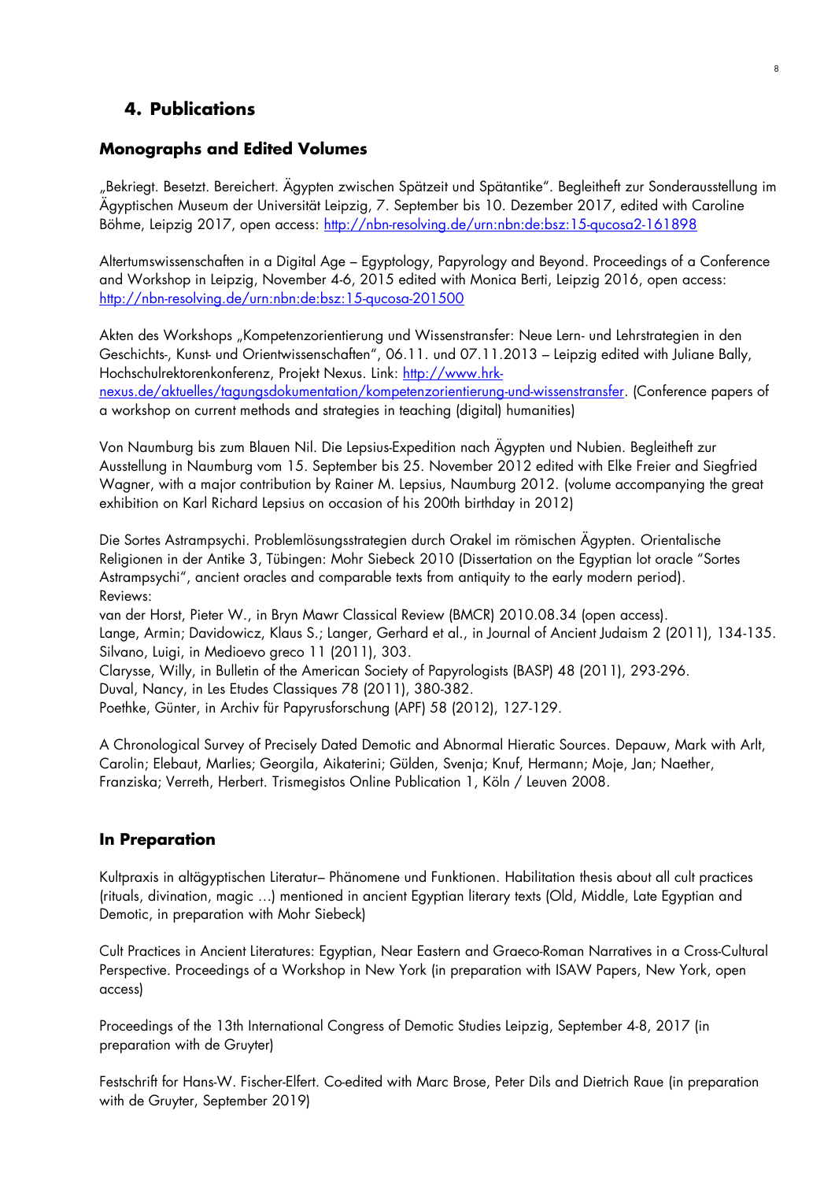## 4. Publications

### Monographs and Edited Volumes

„Bekriegt. Besetzt. Bereichert. Ägypten zwischen Spätzeit und Spätantike". Begleitheft zur Sonderausstellung im Ägyptischen Museum der Universität Leipzig, 7. September bis 10. Dezember 2017, edited with Caroline Böhme, Leipzig 2017, open access: http://nbn-resolving.de/urn:nbn:de:bsz:15-qucosa2-161898

Altertumswissenschaften in a Digital Age – Egyptology, Papyrology and Beyond. Proceedings of a Conference and Workshop in Leipzig, November 4-6, 2015 edited with Monica Berti, Leipzig 2016, open access: http://nbn-resolving.de/urn:nbn:de:bsz:15-qucosa-201500

Akten des Workshops „Kompetenzorientierung und Wissenstransfer: Neue Lern- und Lehrstrategien in den Geschichts-, Kunst- und Orientwissenschaften", 06.11. und 07.11.2013 – Leipzig edited with Juliane Bally, Hochschulrektorenkonferenz, Projekt Nexus. Link: http://www.hrk-nexus.de/aktuelles/tagungsdokumentation/kompetenzorientierung-und-wissenstransfer. (Conference papers of a workshop on current methods and strategies in teaching (digital) humanities)

Von Naumburg bis zum Blauen Nil. Die Lepsius-Expedition nach Ägypten und Nubien. Begleitheft zur Ausstellung in Naumburg vom 15. September bis 25. November 2012 edited with Elke Freier and Siegfried Wagner, with a major contribution by Rainer M. Lepsius, Naumburg 2012. (volume accompanying the great exhibition on Karl Richard Lepsius on occasion of his 200th birthday in 2012)

Die Sortes Astrampsychi. Problemlösungsstrategien durch Orakel im römischen Ägypten. Orientalische Religionen in der Antike 3, Tübingen: Mohr Siebeck 2010 (Dissertation on the Egyptian lot oracle "Sortes Astrampsychi", ancient oracles and comparable texts from antiquity to the early modern period).
Reviews:
van der Horst, Pieter W., in Bryn Mawr Classical Review (BMCR) 2010.08.34 (open access).
Lange, Armin; Davidowicz, Klaus S.; Langer, Gerhard et al., in Journal of Ancient Judaism 2 (2011), 134-135.
Silvano, Luigi, in Medioevo greco 11 (2011), 303.
Clarysse, Willy, in Bulletin of the American Society of Papyrologists (BASP) 48 (2011), 293-296.
Duval, Nancy, in Les Etudes Classiques 78 (2011), 380-382.
Poethke, Günter, in Archiv für Papyrusforschung (APF) 58 (2012), 127-129.

A Chronological Survey of Precisely Dated Demotic and Abnormal Hieratic Sources. Depauw, Mark with Arlt, Carolin; Elebaut, Marlies; Georgila, Aikaterini; Gülden, Svenja; Knuf, Hermann; Moje, Jan; Naether, Franziska; Verreth, Herbert. Trismegistos Online Publication 1, Köln / Leuven 2008.

### In Preparation

Kultpraxis in altägyptischen Literatur– Phänomene und Funktionen. Habilitation thesis about all cult practices (rituals, divination, magic ...) mentioned in ancient Egyptian literary texts (Old, Middle, Late Egyptian and Demotic, in preparation with Mohr Siebeck)

Cult Practices in Ancient Literatures: Egyptian, Near Eastern and Graeco-Roman Narratives in a Cross-Cultural Perspective. Proceedings of a Workshop in New York (in preparation with ISAW Papers, New York, open access)

Proceedings of the 13th International Congress of Demotic Studies Leipzig, September 4-8, 2017 (in preparation with de Gruyter)

Festschrift for Hans-W. Fischer-Elfert. Co-edited with Marc Brose, Peter Dils and Dietrich Raue (in preparation with de Gruyter, September 2019)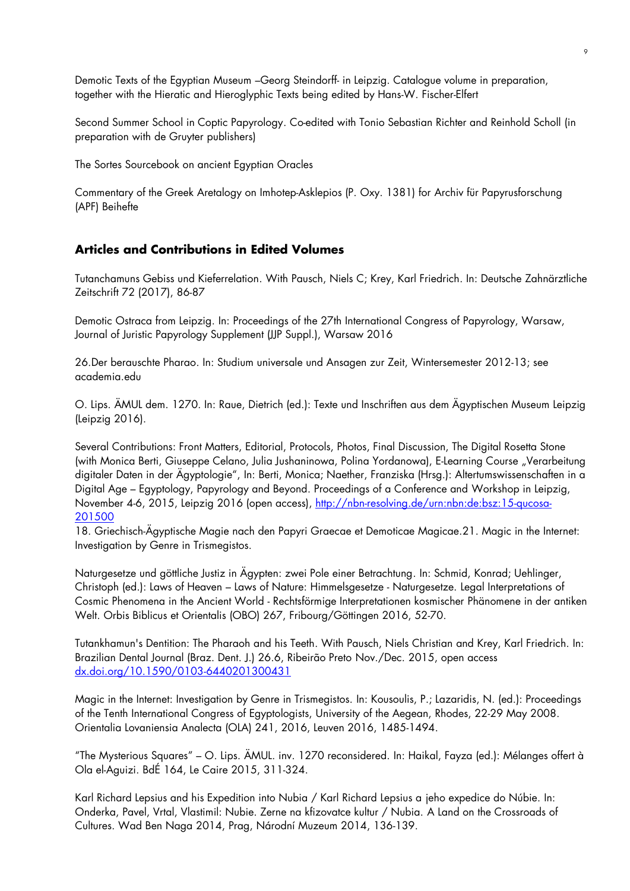Demotic Texts of the Egyptian Museum –Georg Steindorff- in Leipzig. Catalogue volume in preparation, together with the Hieratic and Hieroglyphic Texts being edited by Hans-W. Fischer-Elfert

Second Summer School in Coptic Papyrology. Co-edited with Tonio Sebastian Richter and Reinhold Scholl (in preparation with de Gruyter publishers)

The Sortes Sourcebook on ancient Egyptian Oracles

Commentary of the Greek Aretalogy on Imhotep-Asklepios (P. Oxy. 1381) for Archiv für Papyrusforschung (APF) Beihefte

## Articles and Contributions in Edited Volumes

Tutanchamuns Gebiss und Kieferrelation. With Pausch, Niels C; Krey, Karl Friedrich. In: Deutsche Zahnärztliche Zeitschrift 72 (2017), 86-87

Demotic Ostraca from Leipzig. In: Proceedings of the 27th International Congress of Papyrology, Warsaw, Journal of Juristic Papyrology Supplement (JJP Suppl.), Warsaw 2016

26.Der berauschte Pharao. In: Studium universale und Ansagen zur Zeit, Wintersemester 2012-13; see academia.edu

O. Lips. ÄMUL dem. 1270. In: Raue, Dietrich (ed.): Texte und Inschriften aus dem Ägyptischen Museum Leipzig (Leipzig 2016).

Several Contributions: Front Matters, Editorial, Protocols, Photos, Final Discussion, The Digital Rosetta Stone (with Monica Berti, Giuseppe Celano, Julia Jushaninowa, Polina Yordanowa), E-Learning Course „Verarbeitung digitaler Daten in der Ägyptologie", In: Berti, Monica; Naether, Franziska (Hrsg.): Altertumswissenschaften in a Digital Age – Egyptology, Papyrology and Beyond. Proceedings of a Conference and Workshop in Leipzig, November 4-6, 2015, Leipzig 2016 (open access), [http://nbn-resolving.de/urn:nbn:de:bsz:15-qucosa-201500](http://nbn-resolving.de/urn:nbn:de:bsz:15-qucosa-201500)
18. Griechisch-Ägyptische Magie nach den Papyri Graecae et Demoticae Magicae.21. Magic in the Internet: Investigation by Genre in Trismegistos.

Naturgesetze und göttliche Justiz in Ägypten: zwei Pole einer Betrachtung. In: Schmid, Konrad; Uehlinger, Christoph (ed.): Laws of Heaven – Laws of Nature: Himmelsgesetze - Naturgesetze. Legal Interpretations of Cosmic Phenomena in the Ancient World - Rechtsförmige Interpretationen kosmischer Phänomene in der antiken Welt. Orbis Biblicus et Orientalis (OBO) 267, Fribourg/Göttingen 2016, 52-70.

Tutankhamun's Dentition: The Pharaoh and his Teeth. With Pausch, Niels Christian and Krey, Karl Friedrich. In: Brazilian Dental Journal (Braz. Dent. J.) 26.6, Ribeirão Preto Nov./Dec. 2015, open access [dx.doi.org/10.1590/0103-6440201300431](dx.doi.org/10.1590/0103-6440201300431)

Magic in the Internet: Investigation by Genre in Trismegistos. In: Kousoulis, P.; Lazaridis, N. (ed.): Proceedings of the Tenth International Congress of Egyptologists, University of the Aegean, Rhodes, 22-29 May 2008. Orientalia Lovaniensia Analecta (OLA) 241, 2016, Leuven 2016, 1485-1494.

"The Mysterious Squares" – O. Lips. ÄMUL. inv. 1270 reconsidered. In: Haikal, Fayza (ed.): Mélanges offert à Ola el-Aguizi. BdÉ 164, Le Caire 2015, 311-324.

Karl Richard Lepsius and his Expedition into Nubia / Karl Richard Lepsius a jeho expedice do Núbie. In: Onderka, Pavel, Vrtal, Vlastimil: Nubie. Zerne na křizovatce kultur / Nubia. A Land on the Crossroads of Cultures. Wad Ben Naga 2014, Prag, Národní Muzeum 2014, 136-139.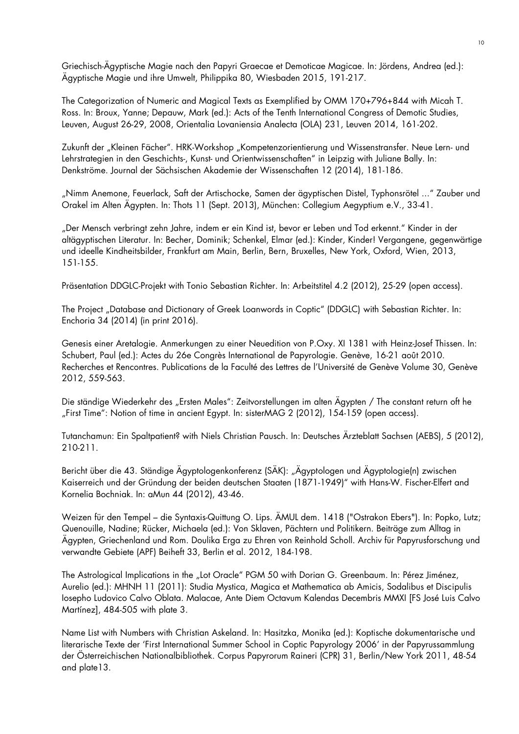Griechisch-Ägyptische Magie nach den Papyri Graecae et Demoticae Magicae. In: Jördens, Andrea (ed.): Ägyptische Magie und ihre Umwelt, Philippika 80, Wiesbaden 2015, 191-217.

The Categorization of Numeric and Magical Texts as Exemplified by OMM 170+796+844 with Micah T. Ross. In: Broux, Yanne; Depauw, Mark (ed.): Acts of the Tenth International Congress of Demotic Studies, Leuven, August 26-29, 2008, Orientalia Lovaniensia Analecta (OLA) 231, Leuven 2014, 161-202.

Zukunft der „Kleinen Fächer". HRK-Workshop „Kompetenzorientierung und Wissenstransfer. Neue Lern- und Lehrstrategien in den Geschichts-, Kunst- und Orientwissenschaften" in Leipzig with Juliane Bally. In: Denkströme. Journal der Sächsischen Akademie der Wissenschaften 12 (2014), 181-186.

„Nimm Anemone, Feuerlack, Saft der Artischocke, Samen der ägyptischen Distel, Typhonsrötel ..." Zauber und Orakel im Alten Ägypten. In: Thots 11 (Sept. 2013), München: Collegium Aegyptium e.V., 33-41.

„Der Mensch verbringt zehn Jahre, indem er ein Kind ist, bevor er Leben und Tod erkennt." Kinder in der altägyptischen Literatur. In: Becher, Dominik; Schenkel, Elmar (ed.): Kinder, Kinder! Vergangene, gegenwärtige und ideelle Kindheitsbilder, Frankfurt am Main, Berlin, Bern, Bruxelles, New York, Oxford, Wien, 2013, 151-155.

Präsentation DDGLC-Projekt with Tonio Sebastian Richter. In: Arbeitstitel 4.2 (2012), 25-29 (open access).

The Project „Database and Dictionary of Greek Loanwords in Coptic" (DDGLC) with Sebastian Richter. In: Enchoria 34 (2014) (in print 2016).

Genesis einer Aretalogie. Anmerkungen zu einer Neuedition von P.Oxy. XI 1381 with Heinz-Josef Thissen. In: Schubert, Paul (ed.): Actes du 26e Congrès International de Papyrologie. Genève, 16-21 août 2010. Recherches et Rencontres. Publications de la Faculté des Lettres de l'Université de Genève Volume 30, Genève 2012, 559-563.

Die ständige Wiederkehr des „Ersten Males": Zeitvorstellungen im alten Ägypten / The constant return oft he „First Time": Notion of time in ancient Egypt. In: sisterMAG 2 (2012), 154-159 (open access).

Tutanchamun: Ein Spaltpatient? with Niels Christian Pausch. In: Deutsches Ärzteblatt Sachsen (AEBS), 5 (2012), 210-211.

Bericht über die 43. Ständige Ägyptologenkonferenz (SÄK): „Ägyptologen und Ägyptologie(n) zwischen Kaiserreich und der Gründung der beiden deutschen Staaten (1871-1949)" with Hans-W. Fischer-Elfert and Kornelia Bochniak. In: aMun 44 (2012), 43-46.

Weizen für den Tempel – die Syntaxis-Quittung O. Lips. ÄMUL dem. 1418 ("Ostrakon Ebers"). In: Popko, Lutz; Quenouille, Nadine; Rücker, Michaela (ed.): Von Sklaven, Pächtern und Politikern. Beiträge zum Alltag in Ägypten, Griechenland und Rom. Doulika Erga zu Ehren von Reinhold Scholl. Archiv für Papyrusforschung und verwandte Gebiete (APF) Beiheft 33, Berlin et al. 2012, 184-198.

The Astrological Implications in the „Lot Oracle" PGM 50 with Dorian G. Greenbaum. In: Pérez Jiménez, Aurelio (ed.): MHNH 11 (2011): Studia Mystica, Magica et Mathematica ab Amicis, Sodalibus et Discipulis Iosepho Ludovico Calvo Oblata. Malacae, Ante Diem Octavum Kalendas Decembris MMXI [FS José Luis Calvo Martínez], 484-505 with plate 3.

Name List with Numbers with Christian Askeland. In: Hasitzka, Monika (ed.): Koptische dokumentarische und literarische Texte der 'First International Summer School in Coptic Papyrology 2006' in der Papyrussammlung der Österreichischen Nationalbibliothek. Corpus Papyrorum Raineri (CPR) 31, Berlin/New York 2011, 48-54 and plate13.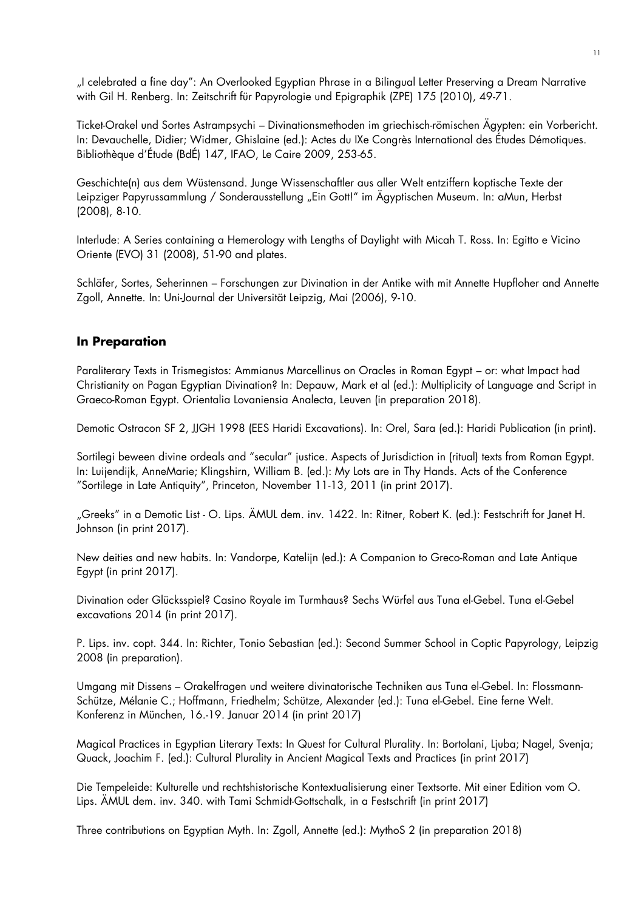„I celebrated a fine day": An Overlooked Egyptian Phrase in a Bilingual Letter Preserving a Dream Narrative with Gil H. Renberg. In: Zeitschrift für Papyrologie und Epigraphik (ZPE) 175 (2010), 49-71.

Ticket-Orakel und Sortes Astrampsychi – Divinationsmethoden im griechisch-römischen Ägypten: ein Vorbericht. In: Devauchelle, Didier; Widmer, Ghislaine (ed.): Actes du IXe Congrès International des Études Démotiques. Bibliothèque d'Étude (BdÉ) 147, IFAO, Le Caire 2009, 253-65.

Geschichte(n) aus dem Wüstensand. Junge Wissenschaftler aus aller Welt entziffern koptische Texte der Leipziger Papyrussammlung / Sonderausstellung „Ein Gott!" im Ägyptischen Museum. In: aMun, Herbst (2008), 8-10.

Interlude: A Series containing a Hemerology with Lengths of Daylight with Micah T. Ross. In: Egitto e Vicino Oriente (EVO) 31 (2008), 51-90 and plates.

Schläfer, Sortes, Seherinnen – Forschungen zur Divination in der Antike with mit Annette Hupfloher and Annette Zgoll, Annette. In: Uni-Journal der Universität Leipzig, Mai (2006), 9-10.

## In Preparation

Paraliterary Texts in Trismegistos: Ammianus Marcellinus on Oracles in Roman Egypt – or: what Impact had Christianity on Pagan Egyptian Divination? In: Depauw, Mark et al (ed.): Multiplicity of Language and Script in Graeco-Roman Egypt. Orientalia Lovaniensia Analecta, Leuven (in preparation 2018).

Demotic Ostracon SF 2, JJGH 1998 (EES Haridi Excavations). In: Orel, Sara (ed.): Haridi Publication (in print).

Sortilegi beween divine ordeals and "secular" justice. Aspects of Jurisdiction in (ritual) texts from Roman Egypt. In: Luijendijk, AnneMarie; Klingshirn, William B. (ed.): My Lots are in Thy Hands. Acts of the Conference "Sortilege in Late Antiquity", Princeton, November 11-13, 2011 (in print 2017).

„Greeks" in a Demotic List - O. Lips. ÄMUL dem. inv. 1422. In: Ritner, Robert K. (ed.): Festschrift for Janet H. Johnson (in print 2017).

New deities and new habits. In: Vandorpe, Katelijn (ed.): A Companion to Greco-Roman and Late Antique Egypt (in print 2017).

Divination oder Glücksspiel? Casino Royale im Turmhaus? Sechs Würfel aus Tuna el-Gebel. Tuna el-Gebel excavations 2014 (in print 2017).

P. Lips. inv. copt. 344. In: Richter, Tonio Sebastian (ed.): Second Summer School in Coptic Papyrology, Leipzig 2008 (in preparation).

Umgang mit Dissens – Orakelfragen und weitere divinatorische Techniken aus Tuna el-Gebel. In: Flossmann-Schütze, Mélanie C.; Hoffmann, Friedhelm; Schütze, Alexander (ed.): Tuna el-Gebel. Eine ferne Welt. Konferenz in München, 16.-19. Januar 2014 (in print 2017)

Magical Practices in Egyptian Literary Texts: In Quest for Cultural Plurality. In: Bortolani, Ljuba; Nagel, Svenja; Quack, Joachim F. (ed.): Cultural Plurality in Ancient Magical Texts and Practices (in print 2017)

Die Tempeleide: Kulturelle und rechtshistorische Kontextualisierung einer Textsorte. Mit einer Edition vom O. Lips. ÄMUL dem. inv. 340. with Tami Schmidt-Gottschalk, in a Festschrift (in print 2017)

Three contributions on Egyptian Myth. In: Zgoll, Annette (ed.): MythoS 2 (in preparation 2018)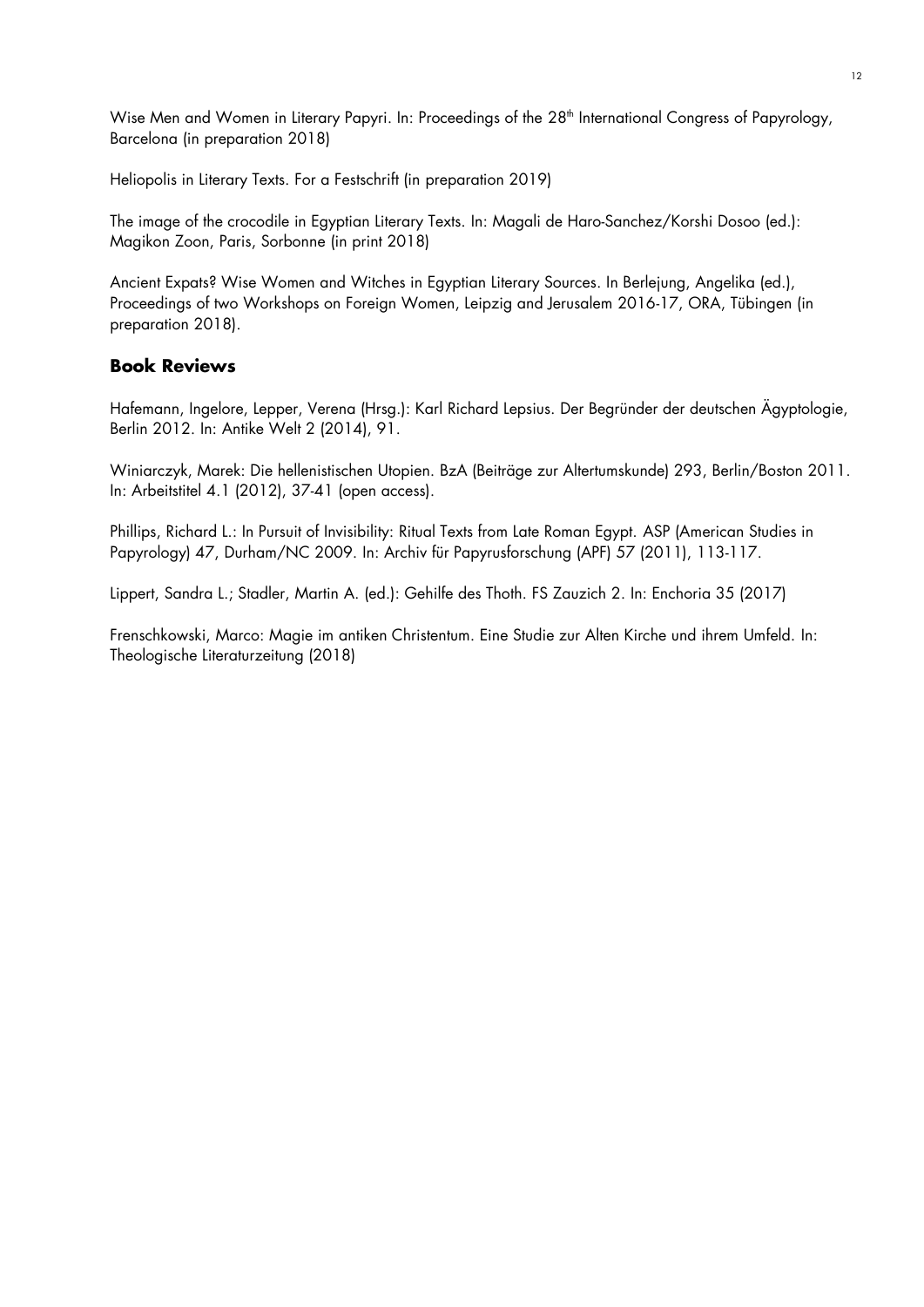Wise Men and Women in Literary Papyri. In: Proceedings of the 28th International Congress of Papyrology, Barcelona (in preparation 2018)

Heliopolis in Literary Texts. For a Festschrift (in preparation 2019)

The image of the crocodile in Egyptian Literary Texts. In: Magali de Haro-Sanchez/Korshi Dosoo (ed.): Magikon Zoon, Paris, Sorbonne (in print 2018)

Ancient Expats? Wise Women and Witches in Egyptian Literary Sources. In Berlejung, Angelika (ed.), Proceedings of two Workshops on Foreign Women, Leipzig and Jerusalem 2016-17, ORA, Tübingen (in preparation 2018).

## Book Reviews

Hafemann, Ingelore, Lepper, Verena (Hrsg.): Karl Richard Lepsius. Der Begründer der deutschen Ägyptologie, Berlin 2012. In: Antike Welt 2 (2014), 91.

Winiarczyk, Marek: Die hellenistischen Utopien. BzA (Beiträge zur Altertumskunde) 293, Berlin/Boston 2011. In: Arbeitstitel 4.1 (2012), 37-41 (open access).

Phillips, Richard L.: In Pursuit of Invisibility: Ritual Texts from Late Roman Egypt. ASP (American Studies in Papyrology) 47, Durham/NC 2009. In: Archiv für Papyrusforschung (APF) 57 (2011), 113-117.

Lippert, Sandra L.; Stadler, Martin A. (ed.): Gehilfe des Thoth. FS Zauzich 2. In: Enchoria 35 (2017)

Frenschkowski, Marco: Magie im antiken Christentum. Eine Studie zur Alten Kirche und ihrem Umfeld. In: Theologische Literaturzeitung (2018)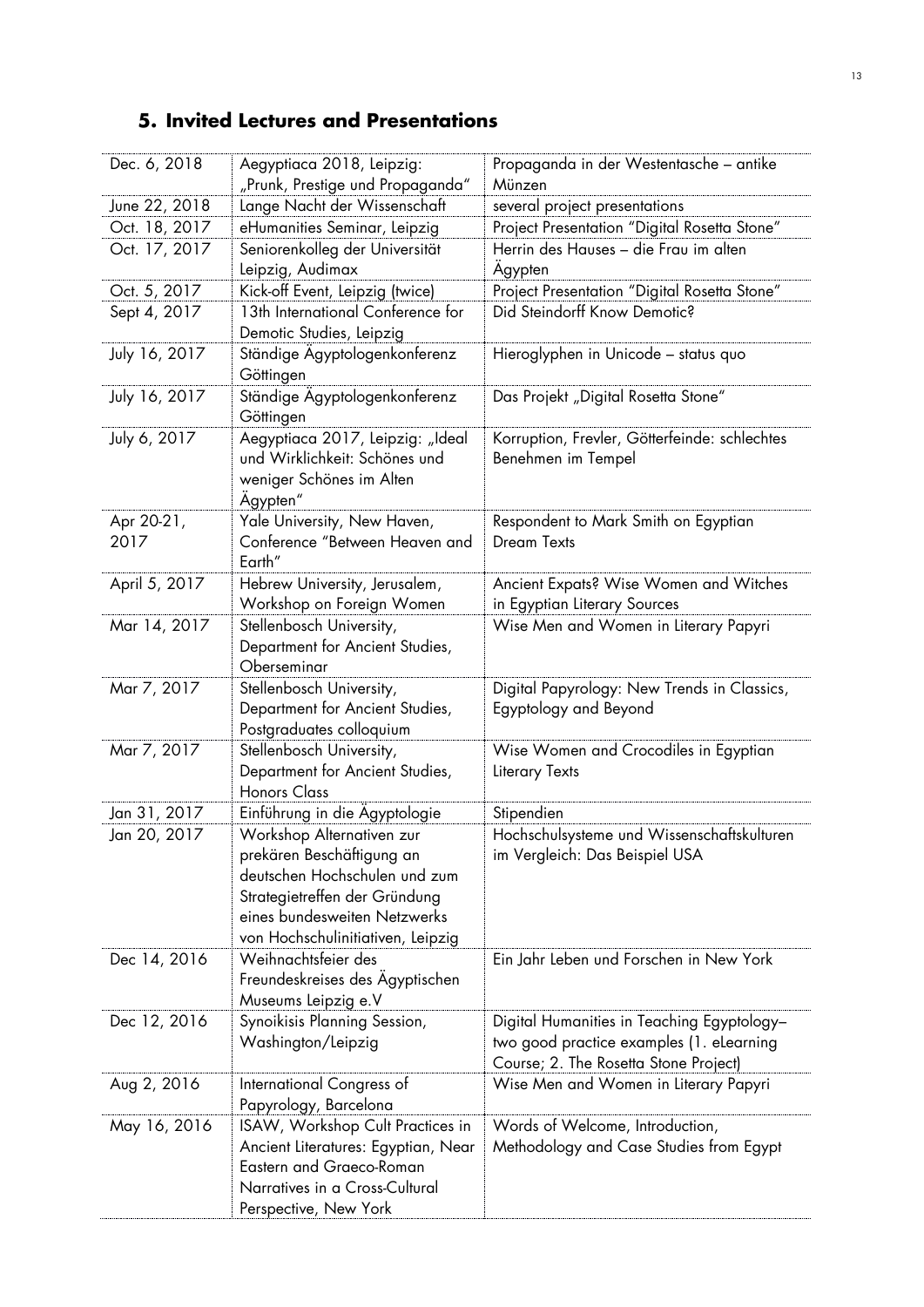## 5. Invited Lectures and Presentations

| | | |
|---|---|---|
| Dec. 6, 2018 | Aegyptiaca 2018, Leipzig: „Prunk, Prestige und Propaganda" | Propaganda in der Westentasche – antike Münzen |
| June 22, 2018 | Lange Nacht der Wissenschaft | several project presentations |
| Oct. 18, 2017 | eHumanities Seminar, Leipzig | Project Presentation "Digital Rosetta Stone" |
| Oct. 17, 2017 | Seniorenkolleg der Universität Leipzig, Audimax | Herrin des Hauses – die Frau im alten Ägypten |
| Oct. 5, 2017 | Kick-off Event, Leipzig (twice) | Project Presentation "Digital Rosetta Stone" |
| Sept 4, 2017 | 13th International Conference for Demotic Studies, Leipzig | Did Steindorff Know Demotic? |
| July 16, 2017 | Ständige Ägyptologenkonferenz Göttingen | Hieroglyphen in Unicode – status quo |
| July 16, 2017 | Ständige Ägyptologenkonferenz Göttingen | Das Projekt „Digital Rosetta Stone" |
| July 6, 2017 | Aegyptiaca 2017, Leipzig: „Ideal und Wirklichkeit: Schönes und weniger Schönes im Alten Ägypten" | Korruption, Frevler, Götterfeinde: schlechtes Benehmen im Tempel |
| Apr 20-21, 2017 | Yale University, New Haven, Conference "Between Heaven and Earth" | Respondent to Mark Smith on Egyptian Dream Texts |
| April 5, 2017 | Hebrew University, Jerusalem, Workshop on Foreign Women | Ancient Expats? Wise Women and Witches in Egyptian Literary Sources |
| Mar 14, 2017 | Stellenbosch University, Department for Ancient Studies, Oberseminar | Wise Men and Women in Literary Papyri |
| Mar 7, 2017 | Stellenbosch University, Department for Ancient Studies, Postgraduates colloquium | Digital Papyrology: New Trends in Classics, Egyptology and Beyond |
| Mar 7, 2017 | Stellenbosch University, Department for Ancient Studies, Honors Class | Wise Women and Crocodiles in Egyptian Literary Texts |
| Jan 31, 2017 | Einführung in die Ägyptologie | Stipendien |
| Jan 20, 2017 | Workshop Alternativen zur prekären Beschäftigung an deutschen Hochschulen und zum Strategietreffen der Gründung eines bundesweiten Netzwerks von Hochschulinitiativen, Leipzig | Hochschulsysteme und Wissenschaftskulturen im Vergleich: Das Beispiel USA |
| Dec 14, 2016 | Weihnachtsfeier des Freundeskreises des Ägyptischen Museums Leipzig e.V | Ein Jahr Leben und Forschen in New York |
| Dec 12, 2016 | Synoikisis Planning Session, Washington/Leipzig | Digital Humanities in Teaching Egyptology– two good practice examples (1. eLearning Course; 2. The Rosetta Stone Project) |
| Aug 2, 2016 | International Congress of Papyrology, Barcelona | Wise Men and Women in Literary Papyri |
| May 16, 2016 | ISAW, Workshop Cult Practices in Ancient Literatures: Egyptian, Near Eastern and Graeco-Roman Narratives in a Cross-Cultural Perspective, New York | Words of Welcome, Introduction, Methodology and Case Studies from Egypt |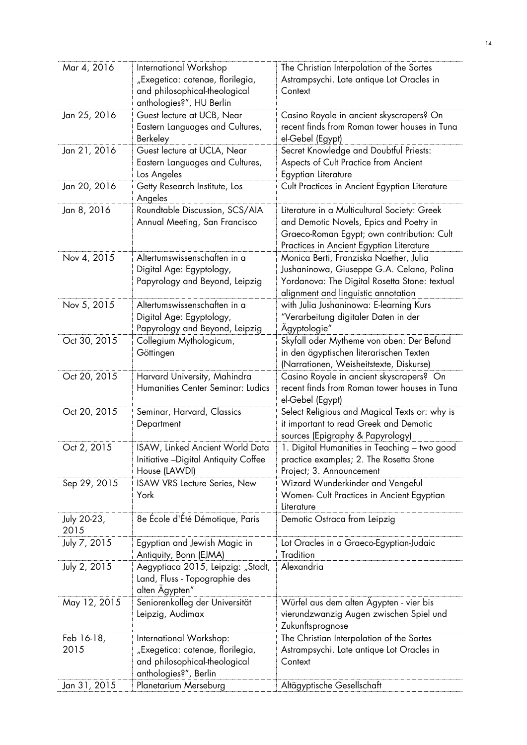| | | |
|---|---|---|
| Mar 4, 2016 | International Workshop „Exegetica: catenae, florilegia, and philosophical-theological anthologies?", HU Berlin | The Christian Interpolation of the Sortes Astrampsychi. Late antique Lot Oracles in Context |
| Jan 25, 2016 | Guest lecture at UCB, Near Eastern Languages and Cultures, Berkeley | Casino Royale in ancient skyscrapers? On recent finds from Roman tower houses in Tuna el-Gebel (Egypt) |
| Jan 21, 2016 | Guest lecture at UCLA, Near Eastern Languages and Cultures, Los Angeles | Secret Knowledge and Doubtful Priests: Aspects of Cult Practice from Ancient Egyptian Literature |
| Jan 20, 2016 | Getty Research Institute, Los Angeles | Cult Practices in Ancient Egyptian Literature |
| Jan 8, 2016 | Roundtable Discussion, SCS/AIA Annual Meeting, San Francisco | Literature in a Multicultural Society: Greek and Demotic Novels, Epics and Poetry in Graeco-Roman Egypt; own contribution: Cult Practices in Ancient Egyptian Literature |
| Nov 4, 2015 | Altertumswissenschaften in a Digital Age: Egyptology, Papyrology and Beyond, Leipzig | Monica Berti, Franziska Naether, Julia Jushaninowa, Giuseppe G.A. Celano, Polina Yordanova: The Digital Rosetta Stone: textual alignment and linguistic annotation |
| Nov 5, 2015 | Altertumswissenschaften in a Digital Age: Egyptology, Papyrology and Beyond, Leipzig | with Julia Jushaninowa: E-learning Kurs "Verarbeitung digitaler Daten in der Ägyptologie" |
| Oct 30, 2015 | Collegium Mythologicum, Göttingen | Skyfall oder Mytheme von oben: Der Befund in den ägyptischen literarischen Texten (Narrationen, Weisheitstexte, Diskurse) |
| Oct 20, 2015 | Harvard University, Mahindra Humanities Center Seminar: Ludics | Casino Royale in ancient skyscrapers? On recent finds from Roman tower houses in Tuna el-Gebel (Egypt) |
| Oct 20, 2015 | Seminar, Harvard, Classics Department | Select Religious and Magical Texts or: why is it important to read Greek and Demotic sources (Epigraphy & Papyrology) |
| Oct 2, 2015 | ISAW, Linked Ancient World Data Initiative –Digital Antiquity Coffee House (LAWDI) | 1. Digital Humanities in Teaching – two good practice examples; 2. The Rosetta Stone Project; 3. Announcement |
| Sep 29, 2015 | ISAW VRS Lecture Series, New York | Wizard Wunderkinder and Vengeful Women- Cult Practices in Ancient Egyptian Literature |
| July 20-23, 2015 | 8e École d'Été Démotique, Paris | Demotic Ostraca from Leipzig |
| July 7, 2015 | Egyptian and Jewish Magic in Antiquity, Bonn (EJMA) | Lot Oracles in a Graeco-Egyptian-Judaic Tradition |
| July 2, 2015 | Aegyptiaca 2015, Leipzig: „Stadt, Land, Fluss - Topographie des alten Ägypten" | Alexandria |
| May 12, 2015 | Seniorenkolleg der Universität Leipzig, Audimax | Würfel aus dem alten Ägypten - vier bis vierundzwanzig Augen zwischen Spiel und Zukunftsprognose |
| Feb 16-18, 2015 | International Workshop: „Exegetica: catenae, florilegia, and philosophical-theological anthologies?", Berlin | The Christian Interpolation of the Sortes Astrampsychi. Late antique Lot Oracles in Context |
| Jan 31, 2015 | Planetarium Merseburg | Altägyptische Gesellschaft |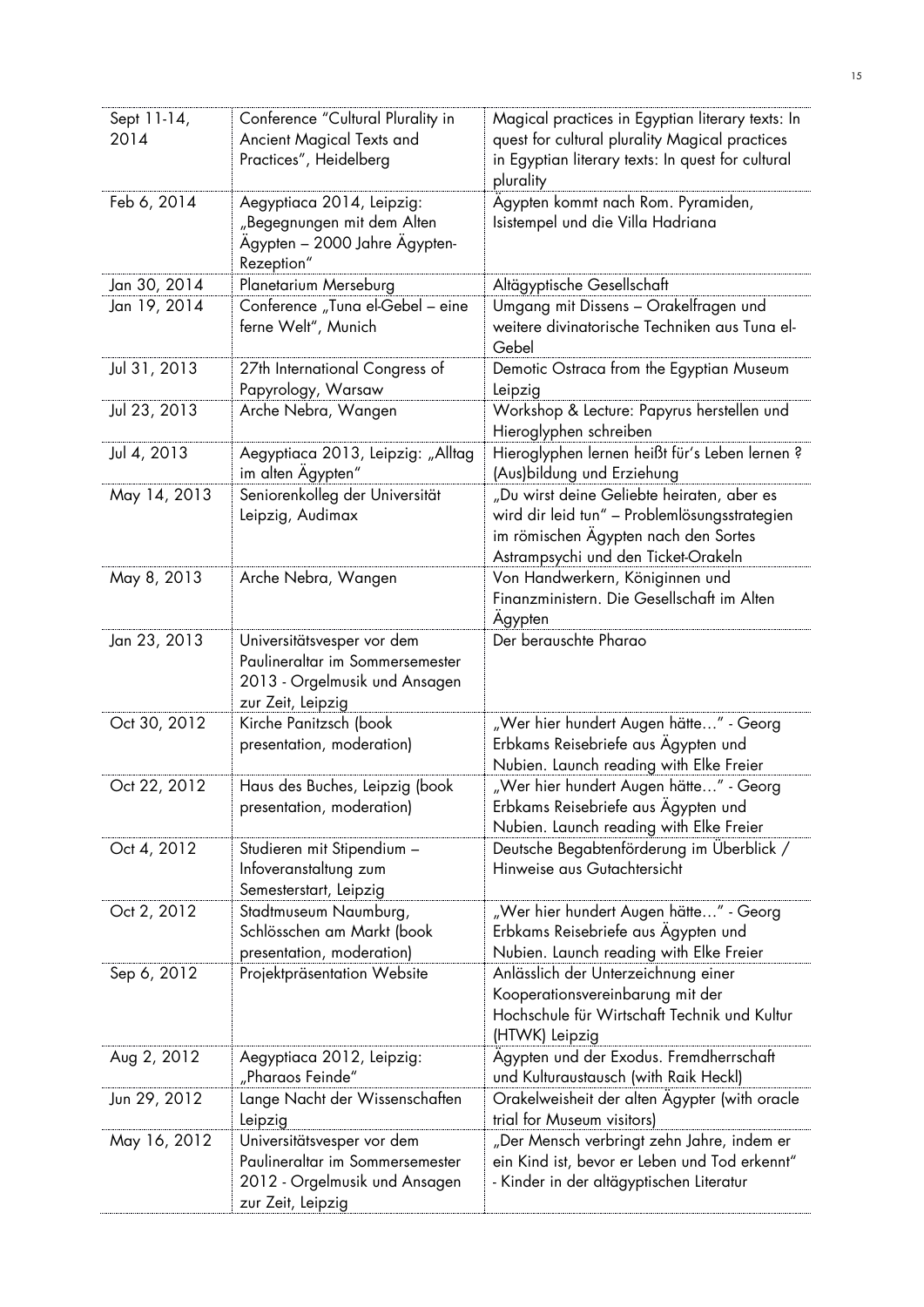| Sept 11-14, 2014 | Conference "Cultural Plurality in Ancient Magical Texts and Practices", Heidelberg | Magical practices in Egyptian literary texts: In quest for cultural plurality Magical practices in Egyptian literary texts: In quest for cultural plurality |
|---|---|---|
| Feb 6, 2014 | Aegyptiaca 2014, Leipzig: „Begegnungen mit dem Alten Ägypten – 2000 Jahre Ägypten-Rezeption" | Ägypten kommt nach Rom. Pyramiden, Isistempel und die Villa Hadriana |
| Jan 30, 2014 | Planetarium Merseburg | Altägyptische Gesellschaft |
| Jan 19, 2014 | Conference „Tuna el-Gebel – eine ferne Welt", Munich | Umgang mit Dissens – Orakelfragen und weitere divinatorische Techniken aus Tuna el-Gebel |
| Jul 31, 2013 | 27th International Congress of Papyrology, Warsaw | Demotic Ostraca from the Egyptian Museum Leipzig |
| Jul 23, 2013 | Arche Nebra, Wangen | Workshop & Lecture: Papyrus herstellen und Hieroglyphen schreiben |
| Jul 4, 2013 | Aegyptiaca 2013, Leipzig: „Alltag im alten Ägypten" | Hieroglyphen lernen heißt für's Leben lernen ? (Aus)bildung und Erziehung |
| May 14, 2013 | Seniorenkolleg der Universität Leipzig, Audimax | „Du wirst deine Geliebte heiraten, aber es wird dir leid tun" – Problemlösungsstrategien im römischen Ägypten nach den Sortes Astrampsychi und den Ticket-Orakeln |
| May 8, 2013 | Arche Nebra, Wangen | Von Handwerkern, Königinnen und Finanzministern. Die Gesellschaft im Alten Ägypten |
| Jan 23, 2013 | Universitätsvesper vor dem Paulineraltar im Sommersemester 2013 - Orgelmusik und Ansagen zur Zeit, Leipzig | Der berauschte Pharao |
| Oct 30, 2012 | Kirche Panitzsch (book presentation, moderation) | „Wer hier hundert Augen hätte…" - Georg Erbkams Reisebriefe aus Ägypten und Nubien. Launch reading with Elke Freier |
| Oct 22, 2012 | Haus des Buches, Leipzig (book presentation, moderation) | „Wer hier hundert Augen hätte…" - Georg Erbkams Reisebriefe aus Ägypten und Nubien. Launch reading with Elke Freier |
| Oct 4, 2012 | Studieren mit Stipendium – Infoveranstaltung zum Semesterstart, Leipzig | Deutsche Begabtenförderung im Überblick / Hinweise aus Gutachtersicht |
| Oct 2, 2012 | Stadtmuseum Naumburg, Schlösschen am Markt (book presentation, moderation) | „Wer hier hundert Augen hätte…" - Georg Erbkams Reisebriefe aus Ägypten und Nubien. Launch reading with Elke Freier |
| Sep 6, 2012 | Projektpräsentation Website | Anlässlich der Unterzeichnung einer Kooperationsvereinbarung mit der Hochschule für Wirtschaft Technik und Kultur (HTWK) Leipzig |
| Aug 2, 2012 | Aegyptiaca 2012, Leipzig: „Pharaos Feinde" | Ägypten und der Exodus. Fremdherrschaft und Kulturaustausch (with Raik Heckl) |
| Jun 29, 2012 | Lange Nacht der Wissenschaften Leipzig | Orakelweisheit der alten Ägypter (with oracle trial for Museum visitors) |
| May 16, 2012 | Universitätsvesper vor dem Paulineraltar im Sommersemester 2012 - Orgelmusik und Ansagen zur Zeit, Leipzig | „Der Mensch verbringt zehn Jahre, indem er ein Kind ist, bevor er Leben und Tod erkennt" - Kinder in der altägyptischen Literatur |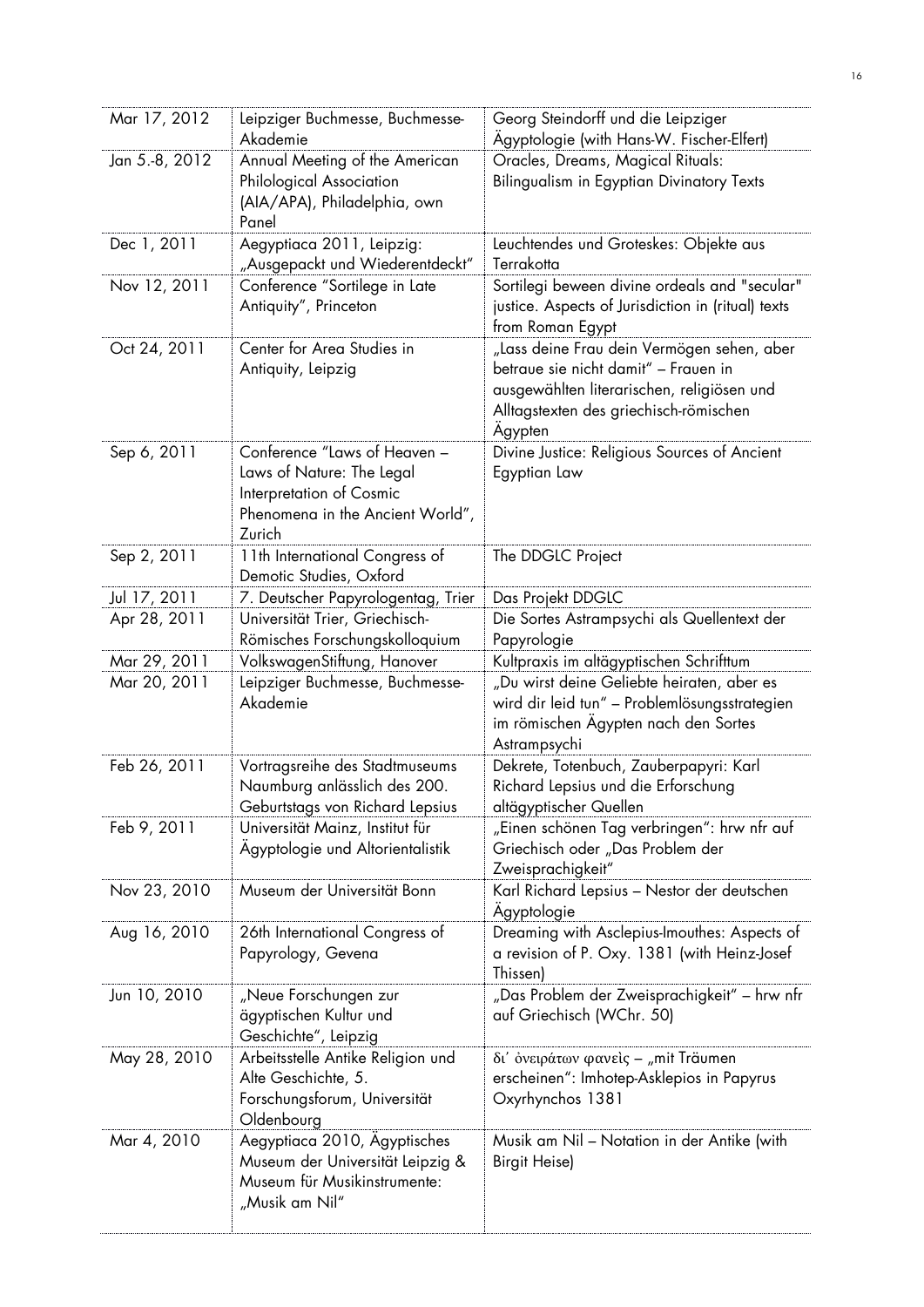| Mar 17, 2012 | Leipziger Buchmesse, Buchmesse-Akademie | Georg Steindorff und die Leipziger Ägyptologie (with Hans-W. Fischer-Elfert) |
|---|---|---|
| Jan 5.-8, 2012 | Annual Meeting of the American Philological Association (AIA/APA), Philadelphia, own Panel | Oracles, Dreams, Magical Rituals: Bilingualism in Egyptian Divinatory Texts |
| Dec 1, 2011 | Aegyptiaca 2011, Leipzig: „Ausgepackt und Wiederentdeckt" | Leuchtendes und Groteskes: Objekte aus Terrakotta |
| Nov 12, 2011 | Conference "Sortilege in Late Antiquity", Princeton | Sortilegi beween divine ordeals and "secular" justice. Aspects of Jurisdiction in (ritual) texts from Roman Egypt |
| Oct 24, 2011 | Center for Area Studies in Antiquity, Leipzig | „Lass deine Frau dein Vermögen sehen, aber betraue sie nicht damit" – Frauen in ausgewählten literarischen, religiösen und Alltagstexten des griechisch-römischen Ägypten |
| Sep 6, 2011 | Conference "Laws of Heaven – Laws of Nature: The Legal Interpretation of Cosmic Phenomena in the Ancient World", Zurich | Divine Justice: Religious Sources of Ancient Egyptian Law |
| Sep 2, 2011 | 11th International Congress of Demotic Studies, Oxford | The DDGLC Project |
| Jul 17, 2011 | 7. Deutscher Papyrologentag, Trier | Das Projekt DDGLC |
| Apr 28, 2011 | Universität Trier, Griechisch-Römisches Forschungskolloquium | Die Sortes Astrampsychi als Quellentext der Papyrologie |
| Mar 29, 2011 | VolkswagenStiftung, Hanover | Kultpraxis im altägyptischen Schrifttum |
| Mar 20, 2011 | Leipziger Buchmesse, Buchmesse-Akademie | „Du wirst deine Geliebte heiraten, aber es wird dir leid tun" – Problemlösungsstrategien im römischen Ägypten nach den Sortes Astrampsychi |
| Feb 26, 2011 | Vortragsreihe des Stadtmuseums Naumburg anlässlich des 200. Geburtstags von Richard Lepsius | Dekrete, Totenbuch, Zauberpapyri: Karl Richard Lepsius und die Erforschung altägyptischer Quellen |
| Feb 9, 2011 | Universität Mainz, Institut für Ägyptologie und Altorientalistik | „Einen schönen Tag verbringen": hrw nfr auf Griechisch oder „Das Problem der Zweisprachigkeit" |
| Nov 23, 2010 | Museum der Universität Bonn | Karl Richard Lepsius – Nestor der deutschen Ägyptologie |
| Aug 16, 2010 | 26th International Congress of Papyrology, Gevena | Dreaming with Asclepius-Imouthes: Aspects of a revision of P. Oxy. 1381 (with Heinz-Josef Thissen) |
| Jun 10, 2010 | „Neue Forschungen zur ägyptischen Kultur und Geschichte", Leipzig | „Das Problem der Zweisprachigkeit" – hrw nfr auf Griechisch (WChr. 50) |
| May 28, 2010 | Arbeitsstelle Antike Religion und Alte Geschichte, 5. Forschungsforum, Universität Oldenbourg | δι᾽ ὀνειράτων φανεὶς – „mit Träumen erscheinen": Imhotep-Asklepios in Papyrus Oxyrhynchos 1381 |
| Mar 4, 2010 | Aegyptiaca 2010, Ägyptisches Museum der Universität Leipzig & Museum für Musikinstrumente: „Musik am Nil" | Musik am Nil – Notation in der Antike (with Birgit Heise) |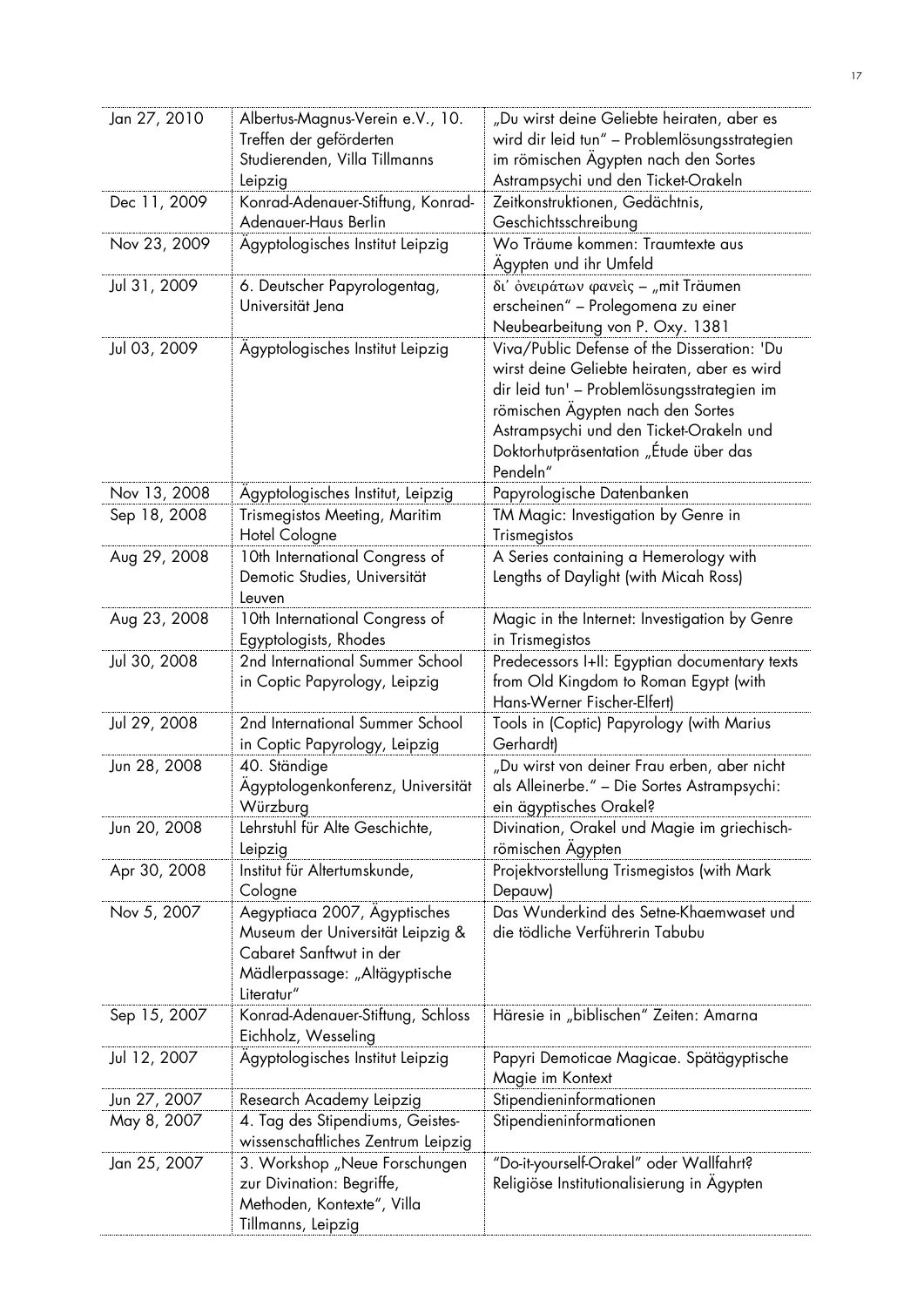| Jan 27, 2010 | Albertus-Magnus-Verein e.V., 10. Treffen der geförderten Studierenden, Villa Tillmanns Leipzig | „Du wirst deine Geliebte heiraten, aber es wird dir leid tun" – Problemlösungsstrategien im römischen Ägypten nach den Sortes Astrampsychi und den Ticket-Orakeln |
|---|---|---|
| Dec 11, 2009 | Konrad-Adenauer-Stiftung, Konrad-Adenauer-Haus Berlin | Zeitkonstruktionen, Gedächtnis, Geschichtsschreibung |
| Nov 23, 2009 | Ägyptologisches Institut Leipzig | Wo Träume kommen: Traumtexte aus Ägypten und ihr Umfeld |
| Jul 31, 2009 | 6. Deutscher Papyrologentag, Universität Jena | δι' ὀνειράτων φανεὶς – „mit Träumen erscheinen" – Prolegomena zu einer Neubearbeitung von P. Oxy. 1381 |
| Jul 03, 2009 | Ägyptologisches Institut Leipzig | Viva/Public Defense of the Disseration: 'Du wirst deine Geliebte heiraten, aber es wird dir leid tun' – Problemlösungsstrategien im römischen Ägypten nach den Sortes Astrampsychi und den Ticket-Orakeln und Doktorhutpräsentation „Étude über das Pendeln" |
| Nov 13, 2008 | Ägyptologisches Institut, Leipzig | Papyrologische Datenbanken |
| Sep 18, 2008 | Trismegistos Meeting, Maritim Hotel Cologne | TM Magic: Investigation by Genre in Trismegistos |
| Aug 29, 2008 | 10th International Congress of Demotic Studies, Universität Leuven | A Series containing a Hemerology with Lengths of Daylight (with Micah Ross) |
| Aug 23, 2008 | 10th International Congress of Egyptologists, Rhodes | Magic in the Internet: Investigation by Genre in Trismegistos |
| Jul 30, 2008 | 2nd International Summer School in Coptic Papyrology, Leipzig | Predecessors I+II: Egyptian documentary texts from Old Kingdom to Roman Egypt (with Hans-Werner Fischer-Elfert) |
| Jul 29, 2008 | 2nd International Summer School in Coptic Papyrology, Leipzig | Tools in (Coptic) Papyrology (with Marius Gerhardt) |
| Jun 28, 2008 | 40. Ständige Ägyptologenkonferenz, Universität Würzburg | „Du wirst von deiner Frau erben, aber nicht als Alleinerbe." – Die Sortes Astrampsychi: ein ägyptisches Orakel? |
| Jun 20, 2008 | Lehrstuhl für Alte Geschichte, Leipzig | Divination, Orakel und Magie im griechisch-römischen Ägypten |
| Apr 30, 2008 | Institut für Altertumskunde, Cologne | Projektvorstellung Trismegistos (with Mark Depauw) |
| Nov 5, 2007 | Aegyptiaca 2007, Ägyptisches Museum der Universität Leipzig & Cabaret Sanftwut in der Mädlerpassage: „Altägyptische Literatur" | Das Wunderkind des Setne-Khaemwaset und die tödliche Verführerin Tabubu |
| Sep 15, 2007 | Konrad-Adenauer-Stiftung, Schloss Eichholz, Wesseling | Häresie in „biblischen" Zeiten: Amarna |
| Jul 12, 2007 | Ägyptologisches Institut Leipzig | Papyri Demoticae Magicae. Spätägyptische Magie im Kontext |
| Jun 27, 2007 | Research Academy Leipzig | Stipendieninformationen |
| May 8, 2007 | 4. Tag des Stipendiums, Geistes-wissenschaftliches Zentrum Leipzig | Stipendieninformationen |
| Jan 25, 2007 | 3. Workshop „Neue Forschungen zur Divination: Begriffe, Methoden, Kontexte", Villa Tillmanns, Leipzig | "Do-it-yourself-Orakel" oder Wallfahrt? Religiöse Institutionalisierung in Ägypten |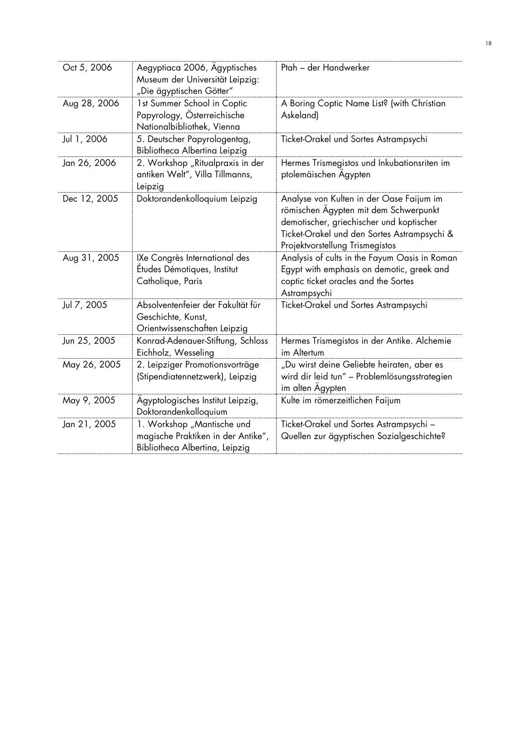| | | |
|---|---|---|
| Oct 5, 2006 | Aegyptiaca 2006, Ägyptisches Museum der Universität Leipzig: „Die ägyptischen Götter" | Ptah – der Handwerker |
| Aug 28, 2006 | 1st Summer School in Coptic Papyrology, Österreichische Nationalbibliothek, Vienna | A Boring Coptic Name List? (with Christian Askeland) |
| Jul 1, 2006 | 5. Deutscher Papyrologentag, Bibliotheca Albertina Leipzig | Ticket-Orakel und Sortes Astrampsychi |
| Jan 26, 2006 | 2. Workshop „Ritualpraxis in der antiken Welt", Villa Tillmanns, Leipzig | Hermes Trismegistos und Inkubationsriten im ptolemäischen Ägypten |
| Dec 12, 2005 | Doktorandenkolloquium Leipzig | Analyse von Kulten in der Oase Faijum im römischen Ägypten mit dem Schwerpunkt demotischer, griechischer und koptischer Ticket-Orakel und den Sortes Astrampsychi & Projektvorstellung Trismegistos |
| Aug 31, 2005 | IXe Congrès International des Études Démotiques, Institut Catholique, Paris | Analysis of cults in the Fayum Oasis in Roman Egypt with emphasis on demotic, greek and coptic ticket oracles and the Sortes Astrampsychi |
| Jul 7, 2005 | Absolventenfeier der Fakultät für Geschichte, Kunst, Orientwissenschaften Leipzig | Ticket-Orakel und Sortes Astrampsychi |
| Jun 25, 2005 | Konrad-Adenauer-Stiftung, Schloss Eichholz, Wesseling | Hermes Trismegistos in der Antike. Alchemie im Altertum |
| May 26, 2005 | 2. Leipziger Promotionsvorträge (Stipendiatennetzwerk), Leipzig | „Du wirst deine Geliebte heiraten, aber es wird dir leid tun" – Problemlösungsstrategien im alten Ägypten |
| May 9, 2005 | Ägyptologisches Institut Leipzig, Doktorandenkolloquium | Kulte im römerzeitlichen Faijum |
| Jan 21, 2005 | 1. Workshop „Mantische und magische Praktiken in der Antike", Bibliotheca Albertina, Leipzig | Ticket-Orakel und Sortes Astrampsychi – Quellen zur ägyptischen Sozialgeschichte? |